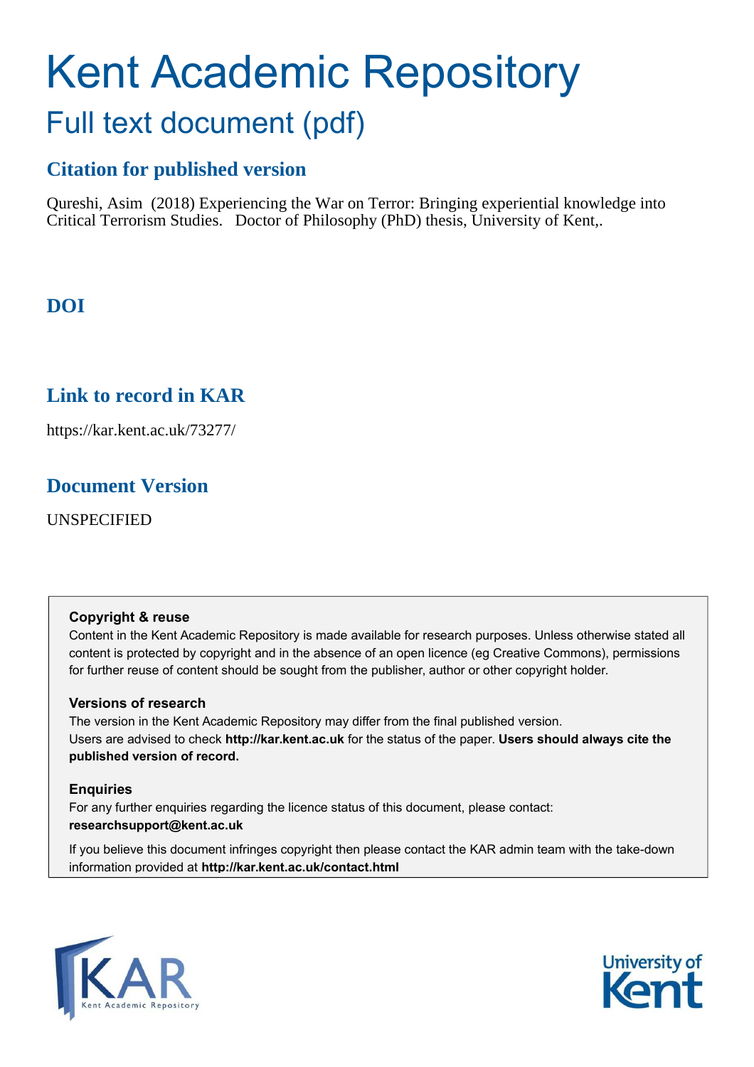# Kent Academic Repository

## Full text document (pdf)

### Citation for published version

Qureshi, Asim (2018) Experiencing the War on Terror: Bringing experiential knowledge into Critical Terrorism Studies. Doctor of Philosophy (PhD) thesis, University of Kent,.

### DOI

### Link to record in KAR

https://kar.kent.ac.uk/73277/

### Document Version

UNSPECIFIED

**Copyright & reuse**

Content in the Kent Academic Repository is made available for research purposes. Unless otherwise stated all content is protected by copyright and in the absence of an open licence (eg Creative Commons), permissions for further reuse of content should be sought from the publisher, author or other copyright holder.

**Versions of research**

The version in the Kent Academic Repository may differ from the final published version. Users are advised to check **http://kar.kent.ac.uk** for the status of the paper. **Users should always cite the published version of record.**

**Enquiries**

For any further enquiries regarding the licence status of this document, please contact: **researchsupport@kent.ac.uk**

If you believe this document infringes copyright then please contact the KAR admin team with the take-down information provided at **http://kar.kent.ac.uk/contact.html**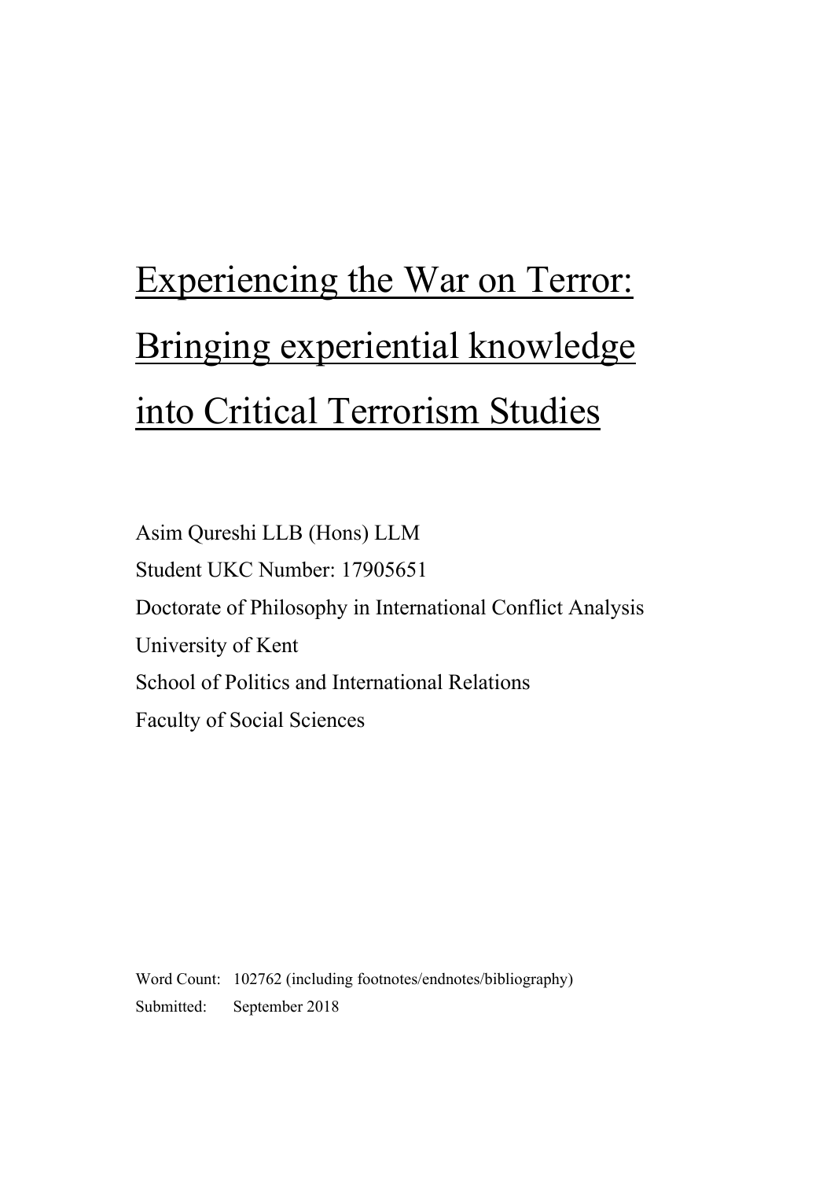# Experiencing the War on Terror: Bringing experiential knowledge into Critical Terrorism Studies

Asim Qureshi LLB (Hons) LLM

Student UKC Number: 17905651

Doctorate of Philosophy in International Conflict Analysis

University of Kent

School of Politics and International Relations

Faculty of Social Sciences

Word Count: 102762 (including footnotes/endnotes/bibliography)

Submitted: September 2018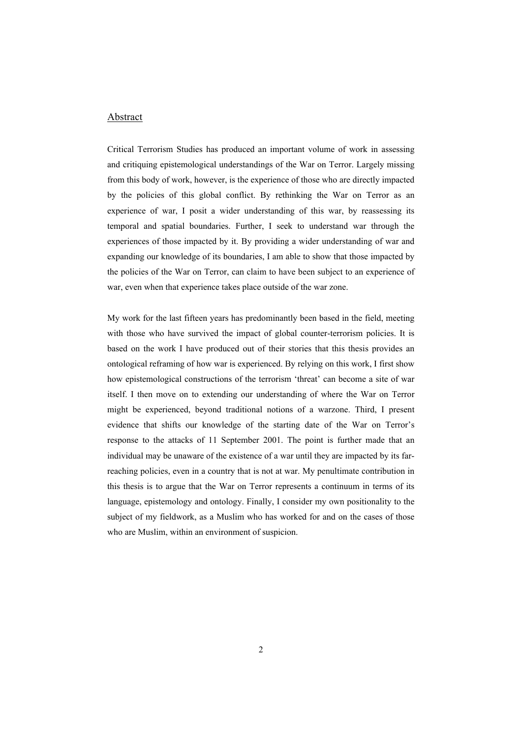## Abstract

Critical Terrorism Studies has produced an important volume of work in assessing and critiquing epistemological understandings of the War on Terror. Largely missing from this body of work, however, is the experience of those who are directly impacted by the policies of this global conflict. By rethinking the War on Terror as an experience of war, I posit a wider understanding of this war, by reassessing its temporal and spatial boundaries. Further, I seek to understand war through the experiences of those impacted by it. By providing a wider understanding of war and expanding our knowledge of its boundaries, I am able to show that those impacted by the policies of the War on Terror, can claim to have been subject to an experience of war, even when that experience takes place outside of the war zone.

My work for the last fifteen years has predominantly been based in the field, meeting with those who have survived the impact of global counter-terrorism policies. It is based on the work I have produced out of their stories that this thesis provides an ontological reframing of how war is experienced. By relying on this work, I first show how epistemological constructions of the terrorism 'threat' can become a site of war itself. I then move on to extending our understanding of where the War on Terror might be experienced, beyond traditional notions of a warzone. Third, I present evidence that shifts our knowledge of the starting date of the War on Terror's response to the attacks of 11 September 2001. The point is further made that an individual may be unaware of the existence of a war until they are impacted by its far-reaching policies, even in a country that is not at war. My penultimate contribution in this thesis is to argue that the War on Terror represents a continuum in terms of its language, epistemology and ontology. Finally, I consider my own positionality to the subject of my fieldwork, as a Muslim who has worked for and on the cases of those who are Muslim, within an environment of suspicion.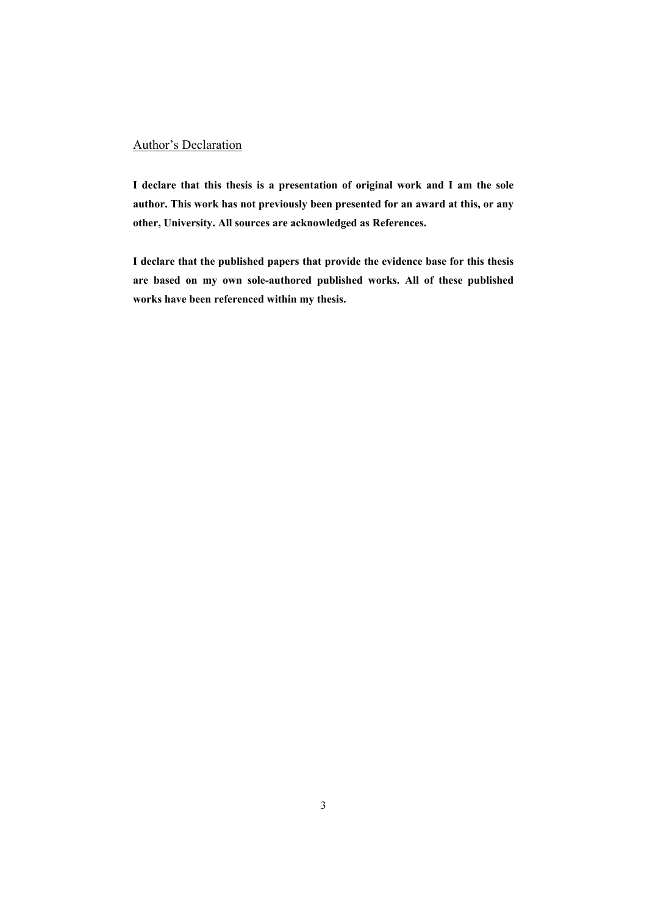## Author's Declaration

**I declare that this thesis is a presentation of original work and I am the sole author. This work has not previously been presented for an award at this, or any other, University. All sources are acknowledged as References.**

**I declare that the published papers that provide the evidence base for this thesis are based on my own sole-authored published works. All of these published works have been referenced within my thesis.**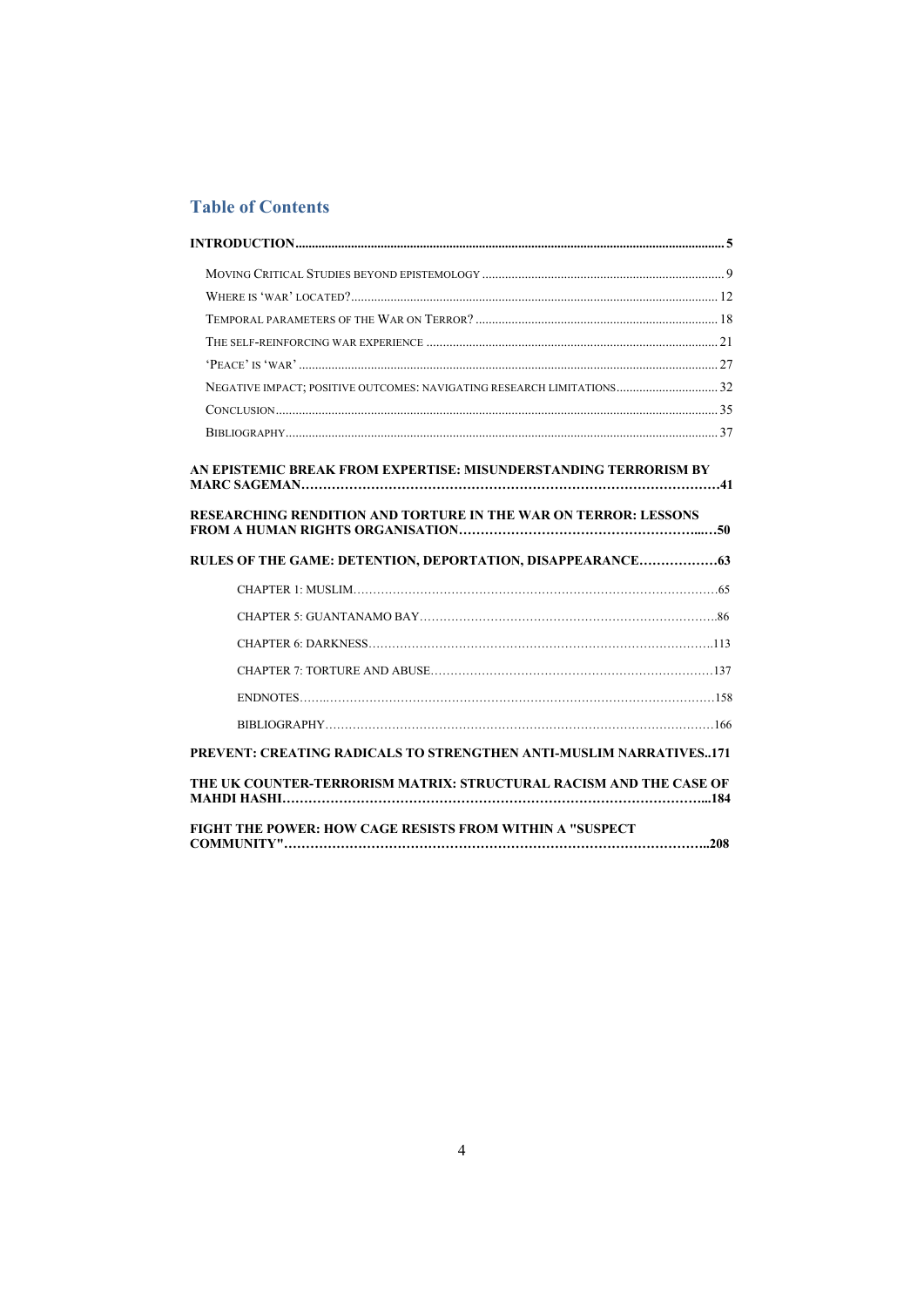## Table of Contents

**INTRODUCTION** ........ 5

- MOVING CRITICAL STUDIES BEYOND EPISTEMOLOGY ........ 9
- WHERE IS 'WAR' LOCATED? ........ 12
- TEMPORAL PARAMETERS OF THE WAR ON TERROR? ........ 18
- THE SELF-REINFORCING WAR EXPERIENCE ........ 21
- 'PEACE' IS 'WAR' ........ 27
- NEGATIVE IMPACT; POSITIVE OUTCOMES: NAVIGATING RESEARCH LIMITATIONS ........ 32
- CONCLUSION ........ 35
- BIBLIOGRAPHY ........ 37

**AN EPISTEMIC BREAK FROM EXPERTISE: MISUNDERSTANDING TERRORISM BY MARC SAGEMAN** ........ 41

**RESEARCHING RENDITION AND TORTURE IN THE WAR ON TERROR: LESSONS FROM A HUMAN RIGHTS ORGANISATION** ........ 50

**RULES OF THE GAME: DETENTION, DEPORTATION, DISAPPEARANCE** ........ 63

- CHAPTER 1: MUSLIM ........ 65
- CHAPTER 5: GUANTANAMO BAY ........ 86
- CHAPTER 6: DARKNESS ........ 113
- CHAPTER 7: TORTURE AND ABUSE ........ 137
- ENDNOTES ........ 158
- BIBLIOGRAPHY ........ 166

**PREVENT: CREATING RADICALS TO STRENGTHEN ANTI-MUSLIM NARRATIVES** ........ 171

**THE UK COUNTER-TERRORISM MATRIX: STRUCTURAL RACISM AND THE CASE OF MAHDI HASHI** ........ 184

**FIGHT THE POWER: HOW CAGE RESISTS FROM WITHIN A "SUSPECT COMMUNITY"** ........ 208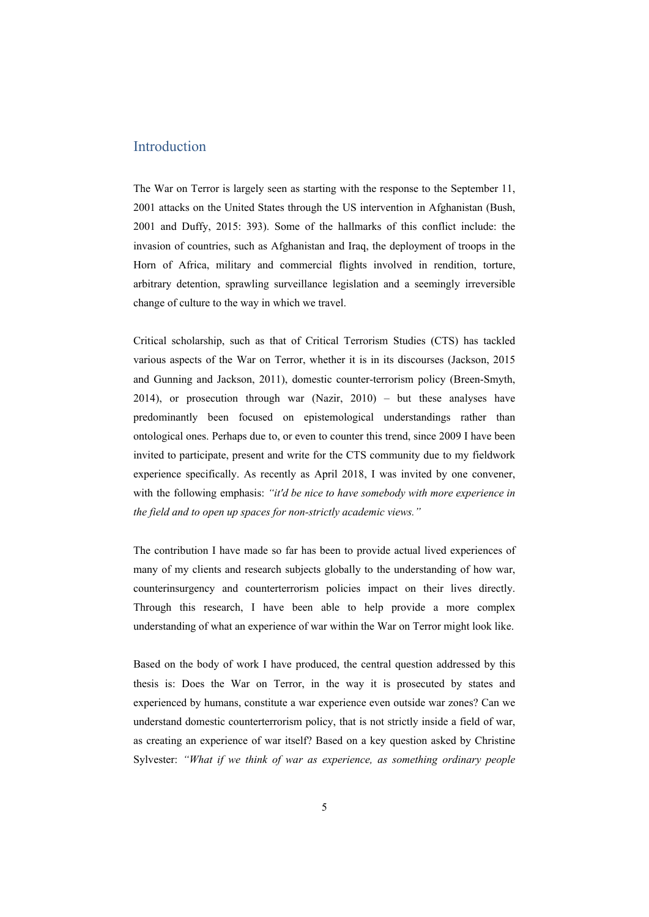# Introduction

The War on Terror is largely seen as starting with the response to the September 11, 2001 attacks on the United States through the US intervention in Afghanistan (Bush, 2001 and Duffy, 2015: 393). Some of the hallmarks of this conflict include: the invasion of countries, such as Afghanistan and Iraq, the deployment of troops in the Horn of Africa, military and commercial flights involved in rendition, torture, arbitrary detention, sprawling surveillance legislation and a seemingly irreversible change of culture to the way in which we travel.

Critical scholarship, such as that of Critical Terrorism Studies (CTS) has tackled various aspects of the War on Terror, whether it is in its discourses (Jackson, 2015 and Gunning and Jackson, 2011), domestic counter-terrorism policy (Breen-Smyth, 2014), or prosecution through war (Nazir, 2010) – but these analyses have predominantly been focused on epistemological understandings rather than ontological ones. Perhaps due to, or even to counter this trend, since 2009 I have been invited to participate, present and write for the CTS community due to my fieldwork experience specifically. As recently as April 2018, I was invited by one convener, with the following emphasis: *"it'd be nice to have somebody with more experience in the field and to open up spaces for non-strictly academic views."*

The contribution I have made so far has been to provide actual lived experiences of many of my clients and research subjects globally to the understanding of how war, counterinsurgency and counterterrorism policies impact on their lives directly. Through this research, I have been able to help provide a more complex understanding of what an experience of war within the War on Terror might look like.

Based on the body of work I have produced, the central question addressed by this thesis is: Does the War on Terror, in the way it is prosecuted by states and experienced by humans, constitute a war experience even outside war zones? Can we understand domestic counterterrorism policy, that is not strictly inside a field of war, as creating an experience of war itself? Based on a key question asked by Christine Sylvester: *"What if we think of war as experience, as something ordinary people*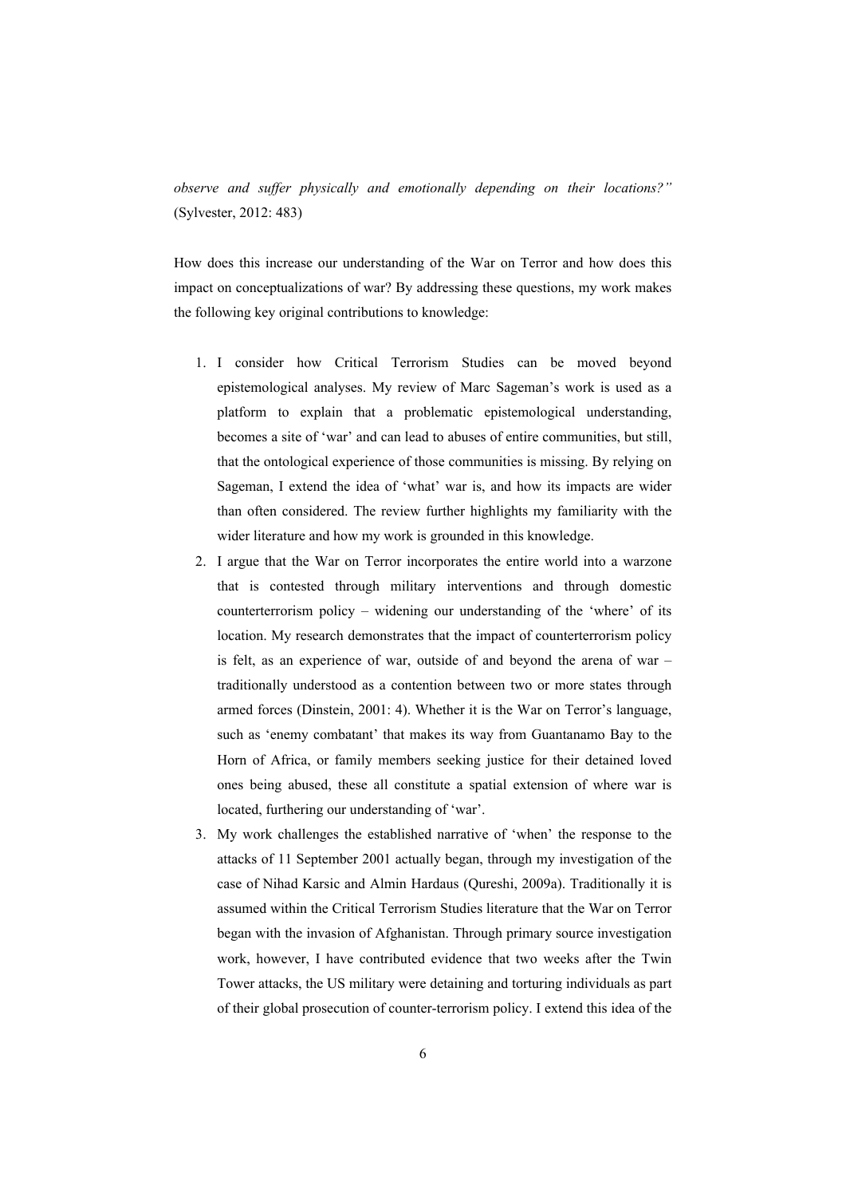*observe and suffer physically and emotionally depending on their locations?"* (Sylvester, 2012: 483)

How does this increase our understanding of the War on Terror and how does this impact on conceptualizations of war? By addressing these questions, my work makes the following key original contributions to knowledge:

1. I consider how Critical Terrorism Studies can be moved beyond epistemological analyses. My review of Marc Sageman's work is used as a platform to explain that a problematic epistemological understanding, becomes a site of 'war' and can lead to abuses of entire communities, but still, that the ontological experience of those communities is missing. By relying on Sageman, I extend the idea of 'what' war is, and how its impacts are wider than often considered. The review further highlights my familiarity with the wider literature and how my work is grounded in this knowledge.
2. I argue that the War on Terror incorporates the entire world into a warzone that is contested through military interventions and through domestic counterterrorism policy – widening our understanding of the 'where' of its location. My research demonstrates that the impact of counterterrorism policy is felt, as an experience of war, outside of and beyond the arena of war – traditionally understood as a contention between two or more states through armed forces (Dinstein, 2001: 4). Whether it is the War on Terror's language, such as 'enemy combatant' that makes its way from Guantanamo Bay to the Horn of Africa, or family members seeking justice for their detained loved ones being abused, these all constitute a spatial extension of where war is located, furthering our understanding of 'war'.
3. My work challenges the established narrative of 'when' the response to the attacks of 11 September 2001 actually began, through my investigation of the case of Nihad Karsic and Almin Hardaus (Qureshi, 2009a). Traditionally it is assumed within the Critical Terrorism Studies literature that the War on Terror began with the invasion of Afghanistan. Through primary source investigation work, however, I have contributed evidence that two weeks after the Twin Tower attacks, the US military were detaining and torturing individuals as part of their global prosecution of counter-terrorism policy. I extend this idea of the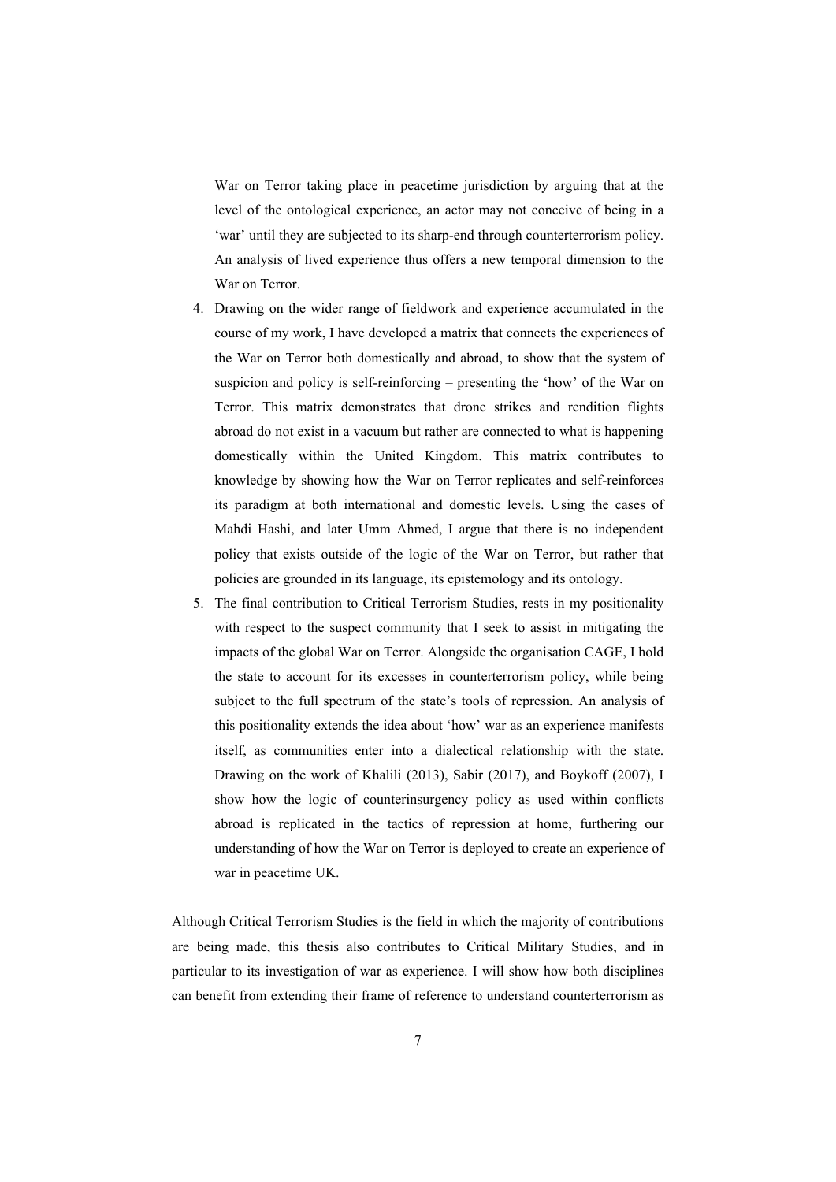War on Terror taking place in peacetime jurisdiction by arguing that at the level of the ontological experience, an actor may not conceive of being in a 'war' until they are subjected to its sharp-end through counterterrorism policy. An analysis of lived experience thus offers a new temporal dimension to the War on Terror.

4. Drawing on the wider range of fieldwork and experience accumulated in the course of my work, I have developed a matrix that connects the experiences of the War on Terror both domestically and abroad, to show that the system of suspicion and policy is self-reinforcing – presenting the 'how' of the War on Terror. This matrix demonstrates that drone strikes and rendition flights abroad do not exist in a vacuum but rather are connected to what is happening domestically within the United Kingdom. This matrix contributes to knowledge by showing how the War on Terror replicates and self-reinforces its paradigm at both international and domestic levels. Using the cases of Mahdi Hashi, and later Umm Ahmed, I argue that there is no independent policy that exists outside of the logic of the War on Terror, but rather that policies are grounded in its language, its epistemology and its ontology.
5. The final contribution to Critical Terrorism Studies, rests in my positionality with respect to the suspect community that I seek to assist in mitigating the impacts of the global War on Terror. Alongside the organisation CAGE, I hold the state to account for its excesses in counterterrorism policy, while being subject to the full spectrum of the state's tools of repression. An analysis of this positionality extends the idea about 'how' war as an experience manifests itself, as communities enter into a dialectical relationship with the state. Drawing on the work of Khalili (2013), Sabir (2017), and Boykoff (2007), I show how the logic of counterinsurgency policy as used within conflicts abroad is replicated in the tactics of repression at home, furthering our understanding of how the War on Terror is deployed to create an experience of war in peacetime UK.

Although Critical Terrorism Studies is the field in which the majority of contributions are being made, this thesis also contributes to Critical Military Studies, and in particular to its investigation of war as experience. I will show how both disciplines can benefit from extending their frame of reference to understand counterterrorism as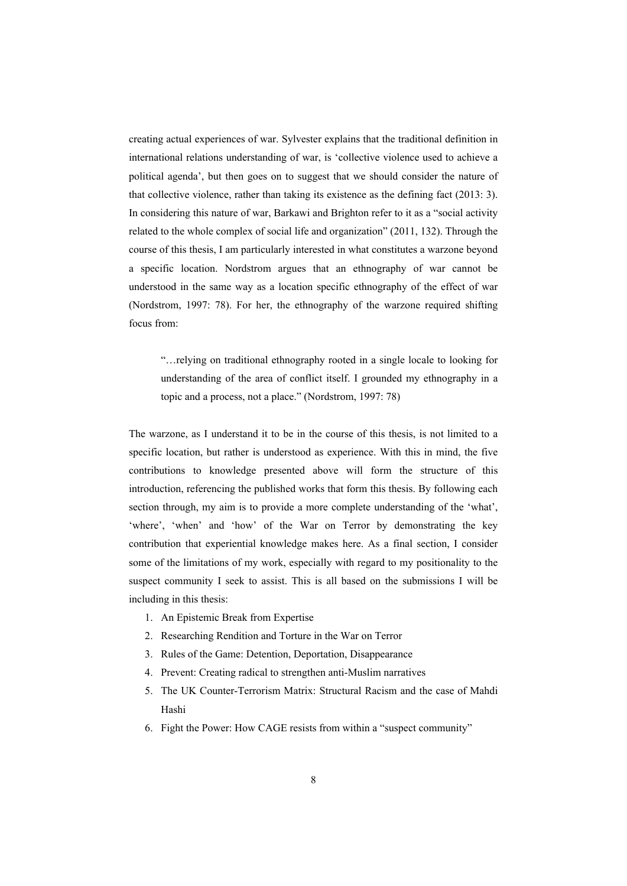creating actual experiences of war. Sylvester explains that the traditional definition in international relations understanding of war, is 'collective violence used to achieve a political agenda', but then goes on to suggest that we should consider the nature of that collective violence, rather than taking its existence as the defining fact (2013: 3). In considering this nature of war, Barkawi and Brighton refer to it as a "social activity related to the whole complex of social life and organization" (2011, 132). Through the course of this thesis, I am particularly interested in what constitutes a warzone beyond a specific location. Nordstrom argues that an ethnography of war cannot be understood in the same way as a location specific ethnography of the effect of war (Nordstrom, 1997: 78). For her, the ethnography of the warzone required shifting focus from:

> "…relying on traditional ethnography rooted in a single locale to looking for understanding of the area of conflict itself. I grounded my ethnography in a topic and a process, not a place." (Nordstrom, 1997: 78)

The warzone, as I understand it to be in the course of this thesis, is not limited to a specific location, but rather is understood as experience. With this in mind, the five contributions to knowledge presented above will form the structure of this introduction, referencing the published works that form this thesis. By following each section through, my aim is to provide a more complete understanding of the 'what', 'where', 'when' and 'how' of the War on Terror by demonstrating the key contribution that experiential knowledge makes here. As a final section, I consider some of the limitations of my work, especially with regard to my positionality to the suspect community I seek to assist. This is all based on the submissions I will be including in this thesis:

1. An Epistemic Break from Expertise
2. Researching Rendition and Torture in the War on Terror
3. Rules of the Game: Detention, Deportation, Disappearance
4. Prevent: Creating radical to strengthen anti-Muslim narratives
5. The UK Counter-Terrorism Matrix: Structural Racism and the case of Mahdi Hashi
6. Fight the Power: How CAGE resists from within a "suspect community"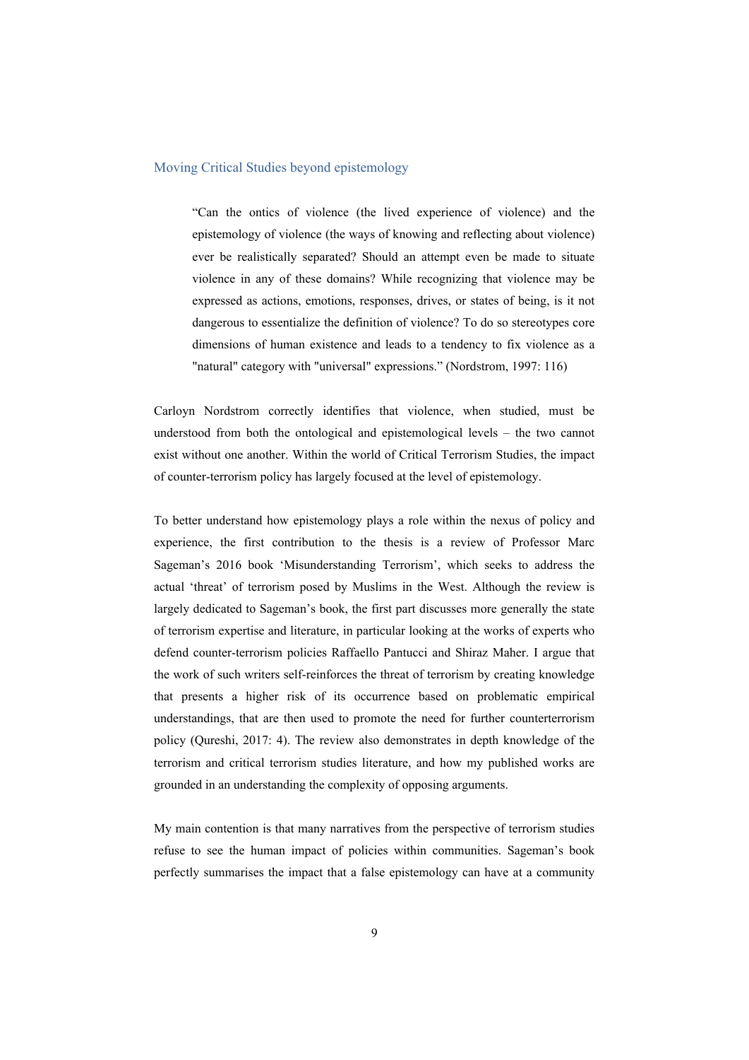## Moving Critical Studies beyond epistemology

> "Can the ontics of violence (the lived experience of violence) and the epistemology of violence (the ways of knowing and reflecting about violence) ever be realistically separated? Should an attempt even be made to situate violence in any of these domains? While recognizing that violence may be expressed as actions, emotions, responses, drives, or states of being, is it not dangerous to essentialize the definition of violence? To do so stereotypes core dimensions of human existence and leads to a tendency to fix violence as a "natural" category with "universal" expressions." (Nordstrom, 1997: 116)

Carloyn Nordstrom correctly identifies that violence, when studied, must be understood from both the ontological and epistemological levels – the two cannot exist without one another. Within the world of Critical Terrorism Studies, the impact of counter-terrorism policy has largely focused at the level of epistemology.

To better understand how epistemology plays a role within the nexus of policy and experience, the first contribution to the thesis is a review of Professor Marc Sageman's 2016 book 'Misunderstanding Terrorism', which seeks to address the actual 'threat' of terrorism posed by Muslims in the West. Although the review is largely dedicated to Sageman's book, the first part discusses more generally the state of terrorism expertise and literature, in particular looking at the works of experts who defend counter-terrorism policies Raffaello Pantucci and Shiraz Maher. I argue that the work of such writers self-reinforces the threat of terrorism by creating knowledge that presents a higher risk of its occurrence based on problematic empirical understandings, that are then used to promote the need for further counterterrorism policy (Qureshi, 2017: 4). The review also demonstrates in depth knowledge of the terrorism and critical terrorism studies literature, and how my published works are grounded in an understanding the complexity of opposing arguments.

My main contention is that many narratives from the perspective of terrorism studies refuse to see the human impact of policies within communities. Sageman's book perfectly summarises the impact that a false epistemology can have at a community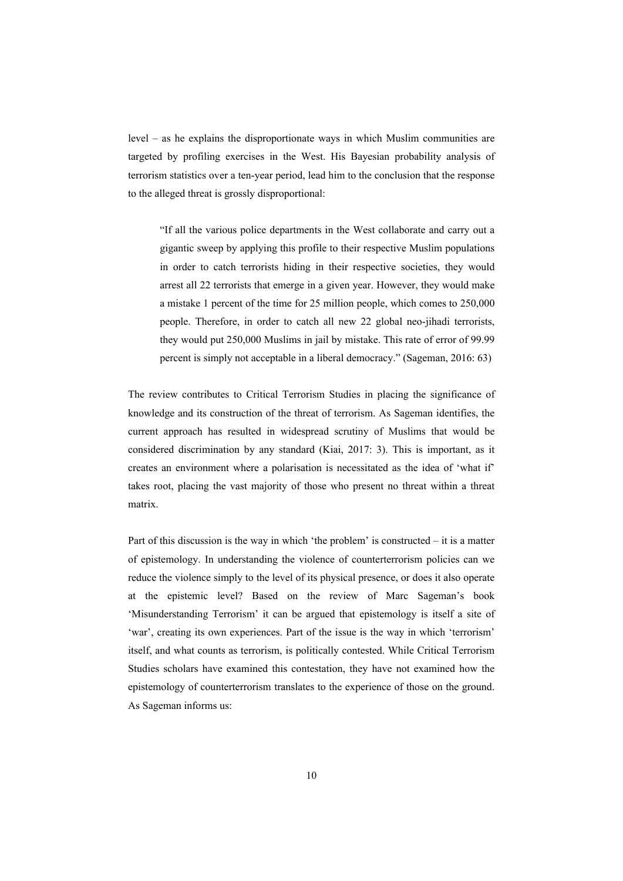level – as he explains the disproportionate ways in which Muslim communities are targeted by profiling exercises in the West. His Bayesian probability analysis of terrorism statistics over a ten-year period, lead him to the conclusion that the response to the alleged threat is grossly disproportional:

> "If all the various police departments in the West collaborate and carry out a gigantic sweep by applying this profile to their respective Muslim populations in order to catch terrorists hiding in their respective societies, they would arrest all 22 terrorists that emerge in a given year. However, they would make a mistake 1 percent of the time for 25 million people, which comes to 250,000 people. Therefore, in order to catch all new 22 global neo-jihadi terrorists, they would put 250,000 Muslims in jail by mistake. This rate of error of 99.99 percent is simply not acceptable in a liberal democracy." (Sageman, 2016: 63)

The review contributes to Critical Terrorism Studies in placing the significance of knowledge and its construction of the threat of terrorism. As Sageman identifies, the current approach has resulted in widespread scrutiny of Muslims that would be considered discrimination by any standard (Kiai, 2017: 3). This is important, as it creates an environment where a polarisation is necessitated as the idea of 'what if' takes root, placing the vast majority of those who present no threat within a threat matrix.

Part of this discussion is the way in which 'the problem' is constructed – it is a matter of epistemology. In understanding the violence of counterterrorism policies can we reduce the violence simply to the level of its physical presence, or does it also operate at the epistemic level? Based on the review of Marc Sageman's book 'Misunderstanding Terrorism' it can be argued that epistemology is itself a site of 'war', creating its own experiences. Part of the issue is the way in which 'terrorism' itself, and what counts as terrorism, is politically contested. While Critical Terrorism Studies scholars have examined this contestation, they have not examined how the epistemology of counterterrorism translates to the experience of those on the ground. As Sageman informs us: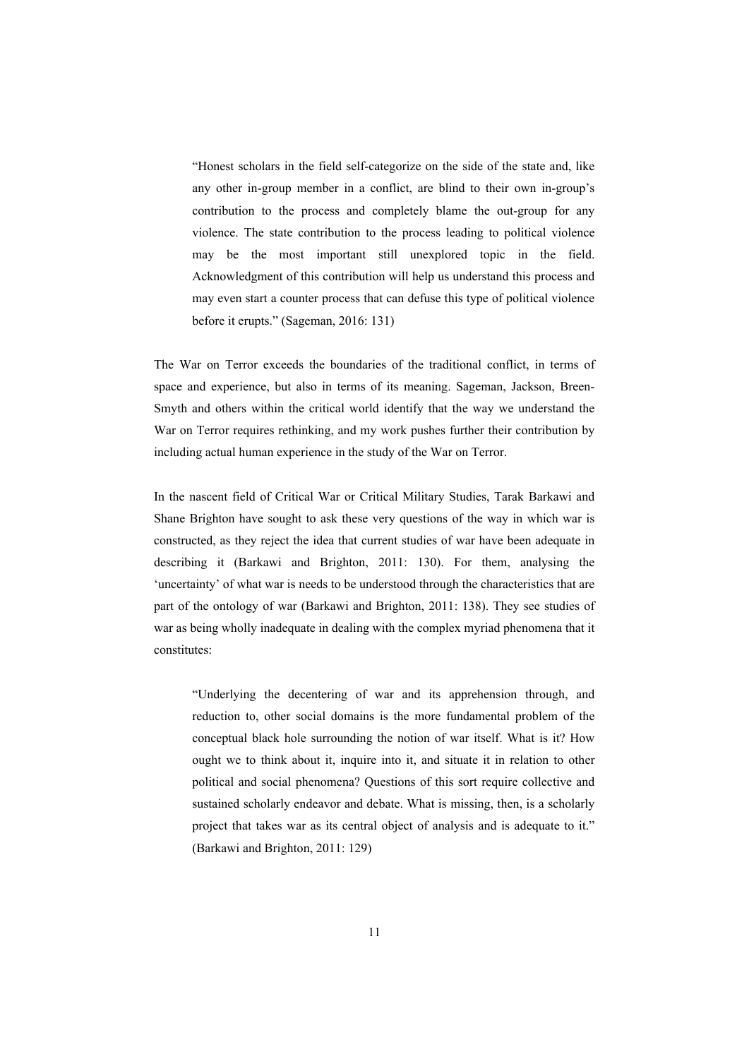> "Honest scholars in the field self-categorize on the side of the state and, like any other in-group member in a conflict, are blind to their own in-group's contribution to the process and completely blame the out-group for any violence. The state contribution to the process leading to political violence may be the most important still unexplored topic in the field. Acknowledgment of this contribution will help us understand this process and may even start a counter process that can defuse this type of political violence before it erupts." (Sageman, 2016: 131)

The War on Terror exceeds the boundaries of the traditional conflict, in terms of space and experience, but also in terms of its meaning. Sageman, Jackson, Breen-Smyth and others within the critical world identify that the way we understand the War on Terror requires rethinking, and my work pushes further their contribution by including actual human experience in the study of the War on Terror.

In the nascent field of Critical War or Critical Military Studies, Tarak Barkawi and Shane Brighton have sought to ask these very questions of the way in which war is constructed, as they reject the idea that current studies of war have been adequate in describing it (Barkawi and Brighton, 2011: 130). For them, analysing the 'uncertainty' of what war is needs to be understood through the characteristics that are part of the ontology of war (Barkawi and Brighton, 2011: 138). They see studies of war as being wholly inadequate in dealing with the complex myriad phenomena that it constitutes:

> "Underlying the decentering of war and its apprehension through, and reduction to, other social domains is the more fundamental problem of the conceptual black hole surrounding the notion of war itself. What is it? How ought we to think about it, inquire into it, and situate it in relation to other political and social phenomena? Questions of this sort require collective and sustained scholarly endeavor and debate. What is missing, then, is a scholarly project that takes war as its central object of analysis and is adequate to it." (Barkawi and Brighton, 2011: 129)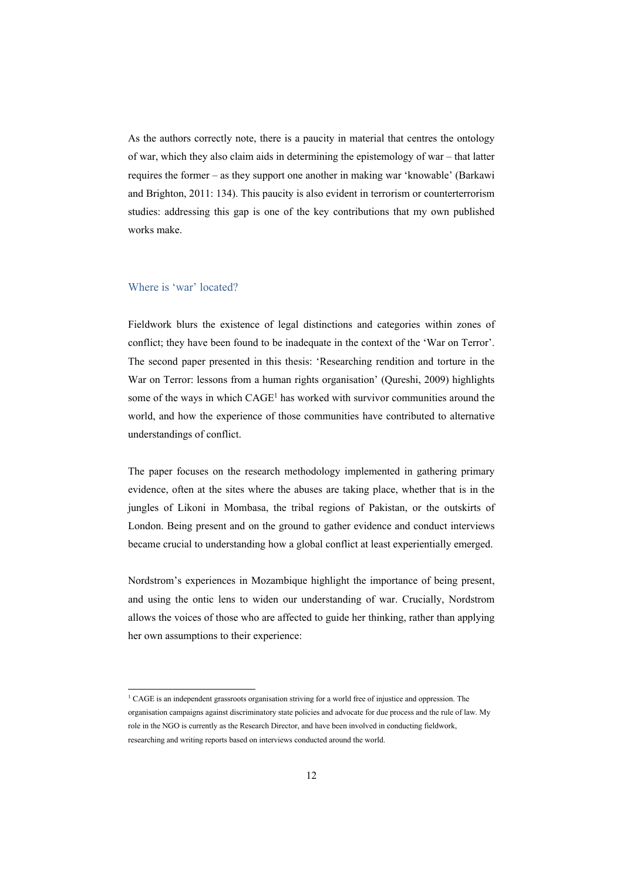As the authors correctly note, there is a paucity in material that centres the ontology of war, which they also claim aids in determining the epistemology of war – that latter requires the former – as they support one another in making war 'knowable' (Barkawi and Brighton, 2011: 134). This paucity is also evident in terrorism or counterterrorism studies: addressing this gap is one of the key contributions that my own published works make.

## Where is 'war' located?

Fieldwork blurs the existence of legal distinctions and categories within zones of conflict; they have been found to be inadequate in the context of the 'War on Terror'. The second paper presented in this thesis: 'Researching rendition and torture in the War on Terror: lessons from a human rights organisation' (Qureshi, 2009) highlights some of the ways in which CAGE[1] has worked with survivor communities around the world, and how the experience of those communities have contributed to alternative understandings of conflict.

The paper focuses on the research methodology implemented in gathering primary evidence, often at the sites where the abuses are taking place, whether that is in the jungles of Likoni in Mombasa, the tribal regions of Pakistan, or the outskirts of London. Being present and on the ground to gather evidence and conduct interviews became crucial to understanding how a global conflict at least experientially emerged.

Nordstrom's experiences in Mozambique highlight the importance of being present, and using the ontic lens to widen our understanding of war. Crucially, Nordstrom allows the voices of those who are affected to guide her thinking, rather than applying her own assumptions to their experience:

---

[1] CAGE is an independent grassroots organisation striving for a world free of injustice and oppression. The organisation campaigns against discriminatory state policies and advocate for due process and the rule of law. My role in the NGO is currently as the Research Director, and have been involved in conducting fieldwork, researching and writing reports based on interviews conducted around the world.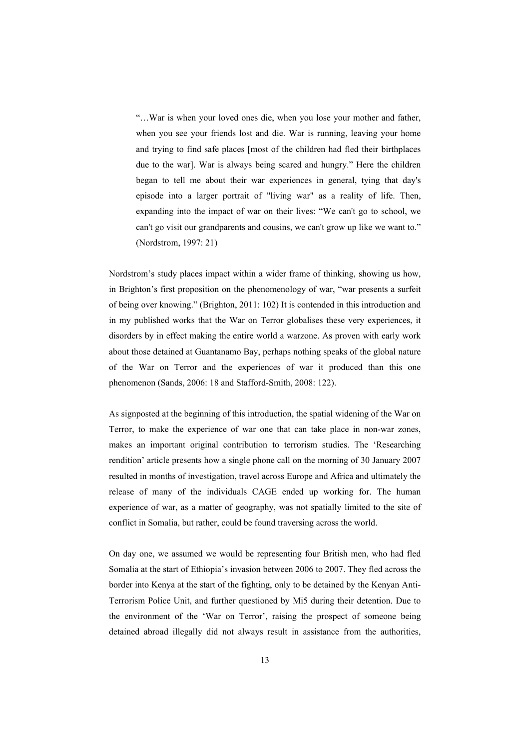> "…War is when your loved ones die, when you lose your mother and father, when you see your friends lost and die. War is running, leaving your home and trying to find safe places [most of the children had fled their birthplaces due to the war]. War is always being scared and hungry." Here the children began to tell me about their war experiences in general, tying that day's episode into a larger portrait of "living war" as a reality of life. Then, expanding into the impact of war on their lives: "We can't go to school, we can't go visit our grandparents and cousins, we can't grow up like we want to." (Nordstrom, 1997: 21)

Nordstrom's study places impact within a wider frame of thinking, showing us how, in Brighton's first proposition on the phenomenology of war, "war presents a surfeit of being over knowing." (Brighton, 2011: 102) It is contended in this introduction and in my published works that the War on Terror globalises these very experiences, it disorders by in effect making the entire world a warzone. As proven with early work about those detained at Guantanamo Bay, perhaps nothing speaks of the global nature of the War on Terror and the experiences of war it produced than this one phenomenon (Sands, 2006: 18 and Stafford-Smith, 2008: 122).

As signposted at the beginning of this introduction, the spatial widening of the War on Terror, to make the experience of war one that can take place in non-war zones, makes an important original contribution to terrorism studies. The 'Researching rendition' article presents how a single phone call on the morning of 30 January 2007 resulted in months of investigation, travel across Europe and Africa and ultimately the release of many of the individuals CAGE ended up working for. The human experience of war, as a matter of geography, was not spatially limited to the site of conflict in Somalia, but rather, could be found traversing across the world.

On day one, we assumed we would be representing four British men, who had fled Somalia at the start of Ethiopia's invasion between 2006 to 2007. They fled across the border into Kenya at the start of the fighting, only to be detained by the Kenyan Anti-Terrorism Police Unit, and further questioned by Mi5 during their detention. Due to the environment of the 'War on Terror', raising the prospect of someone being detained abroad illegally did not always result in assistance from the authorities,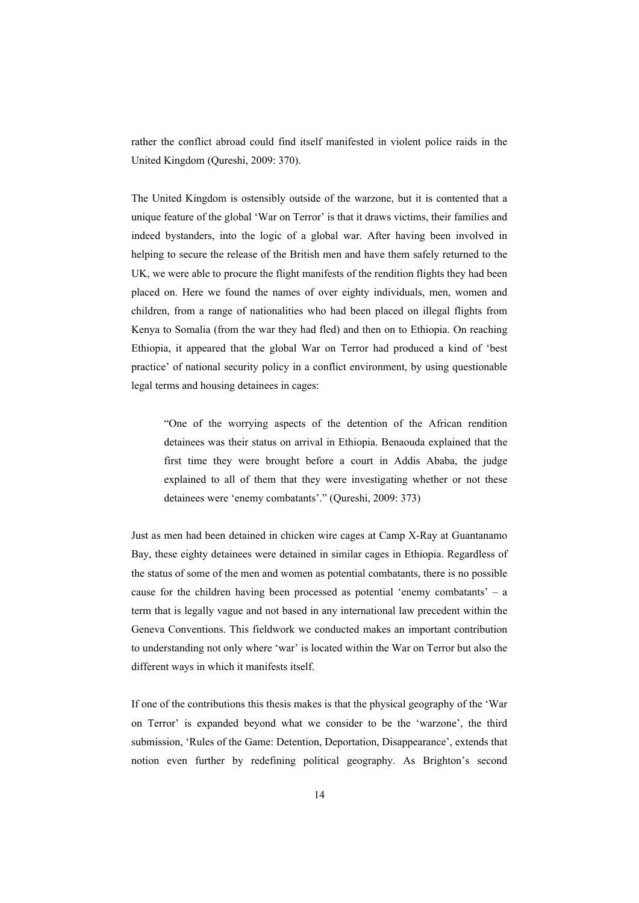rather the conflict abroad could find itself manifested in violent police raids in the United Kingdom (Qureshi, 2009: 370).

The United Kingdom is ostensibly outside of the warzone, but it is contented that a unique feature of the global 'War on Terror' is that it draws victims, their families and indeed bystanders, into the logic of a global war. After having been involved in helping to secure the release of the British men and have them safely returned to the UK, we were able to procure the flight manifests of the rendition flights they had been placed on. Here we found the names of over eighty individuals, men, women and children, from a range of nationalities who had been placed on illegal flights from Kenya to Somalia (from the war they had fled) and then on to Ethiopia. On reaching Ethiopia, it appeared that the global War on Terror had produced a kind of 'best practice' of national security policy in a conflict environment, by using questionable legal terms and housing detainees in cages:

> "One of the worrying aspects of the detention of the African rendition detainees was their status on arrival in Ethiopia. Benaouda explained that the first time they were brought before a court in Addis Ababa, the judge explained to all of them that they were investigating whether or not these detainees were 'enemy combatants'." (Qureshi, 2009: 373)

Just as men had been detained in chicken wire cages at Camp X-Ray at Guantanamo Bay, these eighty detainees were detained in similar cages in Ethiopia. Regardless of the status of some of the men and women as potential combatants, there is no possible cause for the children having been processed as potential 'enemy combatants' – a term that is legally vague and not based in any international law precedent within the Geneva Conventions. This fieldwork we conducted makes an important contribution to understanding not only where 'war' is located within the War on Terror but also the different ways in which it manifests itself.

If one of the contributions this thesis makes is that the physical geography of the 'War on Terror' is expanded beyond what we consider to be the 'warzone', the third submission, 'Rules of the Game: Detention, Deportation, Disappearance', extends that notion even further by redefining political geography. As Brighton's second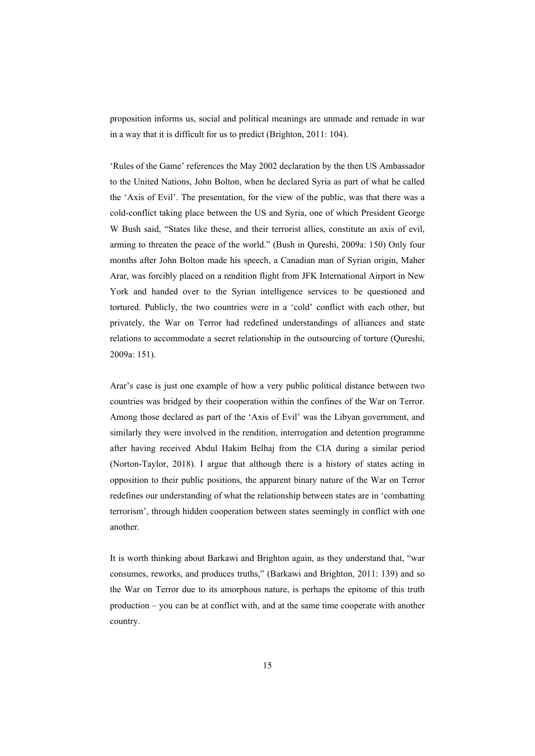proposition informs us, social and political meanings are unmade and remade in war in a way that it is difficult for us to predict (Brighton, 2011: 104).

'Rules of the Game' references the May 2002 declaration by the then US Ambassador to the United Nations, John Bolton, when he declared Syria as part of what he called the 'Axis of Evil'. The presentation, for the view of the public, was that there was a cold-conflict taking place between the US and Syria, one of which President George W Bush said, "States like these, and their terrorist allies, constitute an axis of evil, arming to threaten the peace of the world." (Bush in Qureshi, 2009a: 150) Only four months after John Bolton made his speech, a Canadian man of Syrian origin, Maher Arar, was forcibly placed on a rendition flight from JFK International Airport in New York and handed over to the Syrian intelligence services to be questioned and tortured. Publicly, the two countries were in a 'cold' conflict with each other, but privately, the War on Terror had redefined understandings of alliances and state relations to accommodate a secret relationship in the outsourcing of torture (Qureshi, 2009a: 151).

Arar's case is just one example of how a very public political distance between two countries was bridged by their cooperation within the confines of the War on Terror. Among those declared as part of the 'Axis of Evil' was the Libyan government, and similarly they were involved in the rendition, interrogation and detention programme after having received Abdul Hakim Belhaj from the CIA during a similar period (Norton-Taylor, 2018). I argue that although there is a history of states acting in opposition to their public positions, the apparent binary nature of the War on Terror redefines our understanding of what the relationship between states are in 'combatting terrorism', through hidden cooperation between states seemingly in conflict with one another.

It is worth thinking about Barkawi and Brighton again, as they understand that, "war consumes, reworks, and produces truths," (Barkawi and Brighton, 2011: 139) and so the War on Terror due to its amorphous nature, is perhaps the epitome of this truth production – you can be at conflict with, and at the same time cooperate with another country.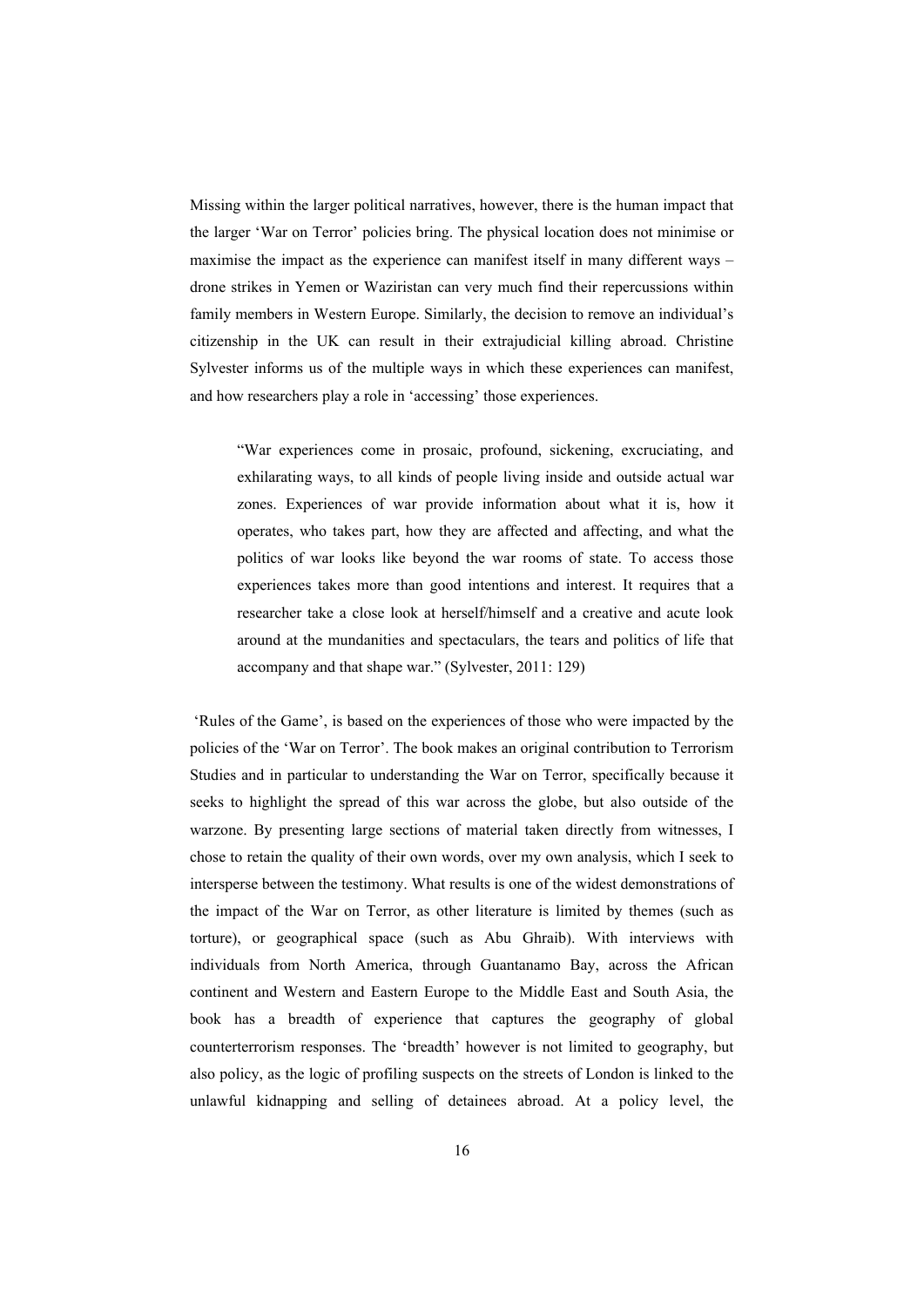Missing within the larger political narratives, however, there is the human impact that the larger 'War on Terror' policies bring. The physical location does not minimise or maximise the impact as the experience can manifest itself in many different ways – drone strikes in Yemen or Waziristan can very much find their repercussions within family members in Western Europe. Similarly, the decision to remove an individual's citizenship in the UK can result in their extrajudicial killing abroad. Christine Sylvester informs us of the multiple ways in which these experiences can manifest, and how researchers play a role in 'accessing' those experiences.

> "War experiences come in prosaic, profound, sickening, excruciating, and exhilarating ways, to all kinds of people living inside and outside actual war zones. Experiences of war provide information about what it is, how it operates, who takes part, how they are affected and affecting, and what the politics of war looks like beyond the war rooms of state. To access those experiences takes more than good intentions and interest. It requires that a researcher take a close look at herself/himself and a creative and acute look around at the mundanities and spectaculars, the tears and politics of life that accompany and that shape war." (Sylvester, 2011: 129)

'Rules of the Game', is based on the experiences of those who were impacted by the policies of the 'War on Terror'. The book makes an original contribution to Terrorism Studies and in particular to understanding the War on Terror, specifically because it seeks to highlight the spread of this war across the globe, but also outside of the warzone. By presenting large sections of material taken directly from witnesses, I chose to retain the quality of their own words, over my own analysis, which I seek to intersperse between the testimony. What results is one of the widest demonstrations of the impact of the War on Terror, as other literature is limited by themes (such as torture), or geographical space (such as Abu Ghraib). With interviews with individuals from North America, through Guantanamo Bay, across the African continent and Western and Eastern Europe to the Middle East and South Asia, the book has a breadth of experience that captures the geography of global counterterrorism responses. The 'breadth' however is not limited to geography, but also policy, as the logic of profiling suspects on the streets of London is linked to the unlawful kidnapping and selling of detainees abroad. At a policy level, the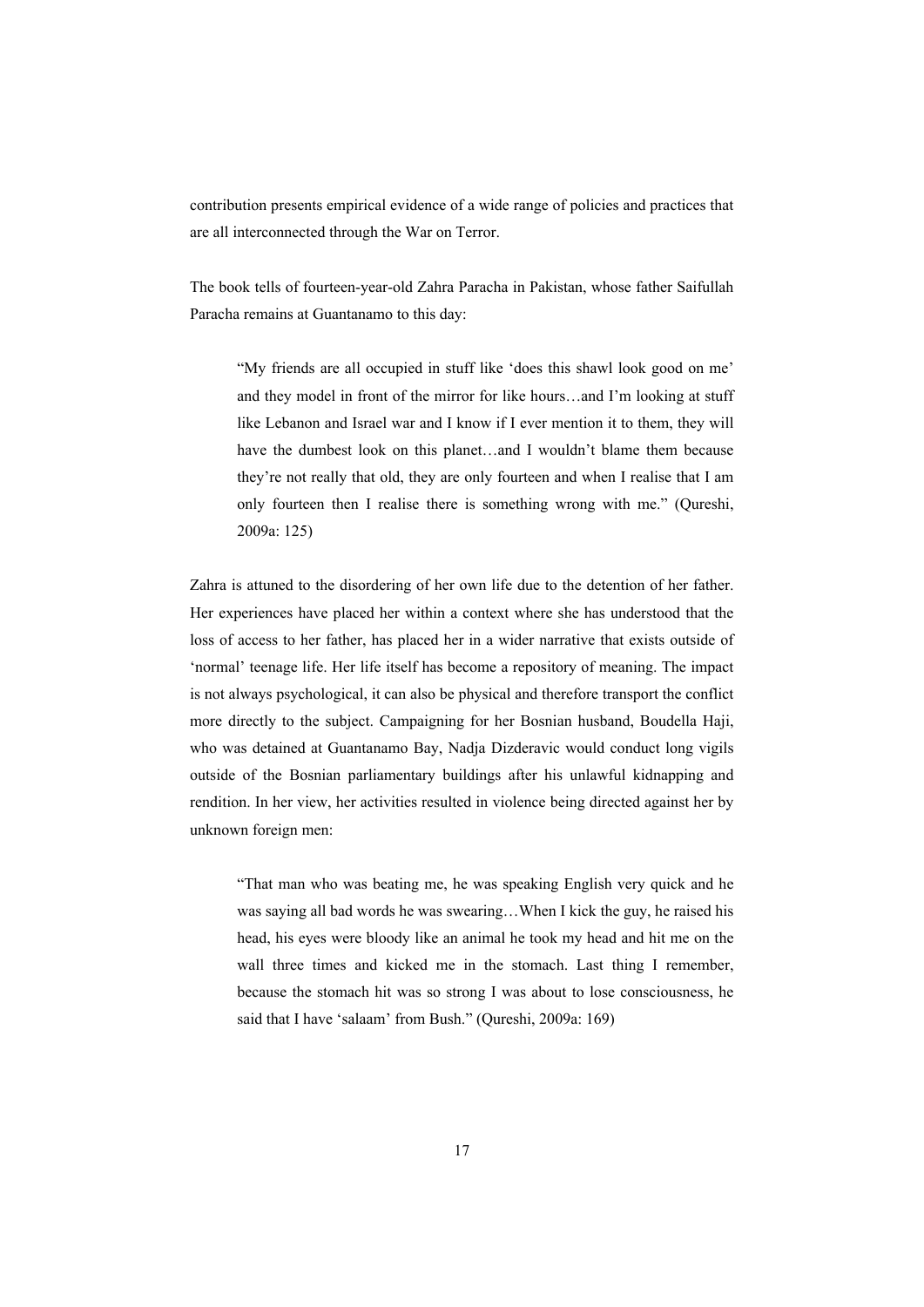contribution presents empirical evidence of a wide range of policies and practices that are all interconnected through the War on Terror.

The book tells of fourteen-year-old Zahra Paracha in Pakistan, whose father Saifullah Paracha remains at Guantanamo to this day:

> "My friends are all occupied in stuff like 'does this shawl look good on me' and they model in front of the mirror for like hours…and I'm looking at stuff like Lebanon and Israel war and I know if I ever mention it to them, they will have the dumbest look on this planet…and I wouldn't blame them because they're not really that old, they are only fourteen and when I realise that I am only fourteen then I realise there is something wrong with me." (Qureshi, 2009a: 125)

Zahra is attuned to the disordering of her own life due to the detention of her father. Her experiences have placed her within a context where she has understood that the loss of access to her father, has placed her in a wider narrative that exists outside of 'normal' teenage life. Her life itself has become a repository of meaning. The impact is not always psychological, it can also be physical and therefore transport the conflict more directly to the subject. Campaigning for her Bosnian husband, Boudella Haji, who was detained at Guantanamo Bay, Nadja Dizderavic would conduct long vigils outside of the Bosnian parliamentary buildings after his unlawful kidnapping and rendition. In her view, her activities resulted in violence being directed against her by unknown foreign men:

> "That man who was beating me, he was speaking English very quick and he was saying all bad words he was swearing…When I kick the guy, he raised his head, his eyes were bloody like an animal he took my head and hit me on the wall three times and kicked me in the stomach. Last thing I remember, because the stomach hit was so strong I was about to lose consciousness, he said that I have 'salaam' from Bush." (Qureshi, 2009a: 169)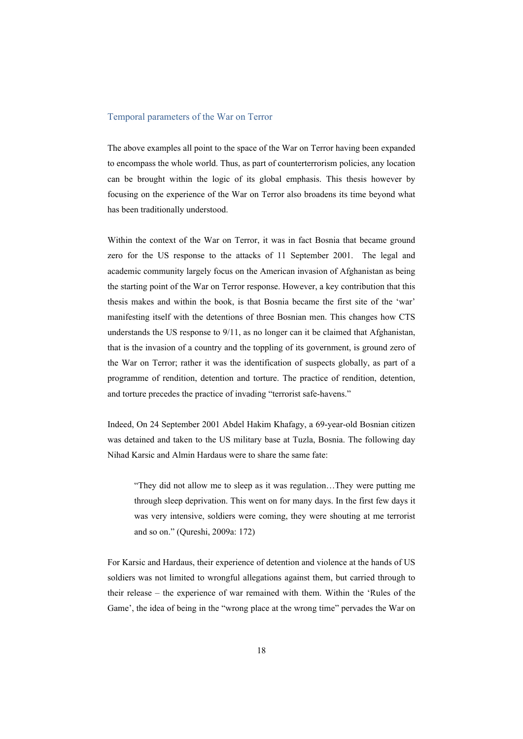## Temporal parameters of the War on Terror

The above examples all point to the space of the War on Terror having been expanded to encompass the whole world. Thus, as part of counterterrorism policies, any location can be brought within the logic of its global emphasis. This thesis however by focusing on the experience of the War on Terror also broadens its time beyond what has been traditionally understood.

Within the context of the War on Terror, it was in fact Bosnia that became ground zero for the US response to the attacks of 11 September 2001. The legal and academic community largely focus on the American invasion of Afghanistan as being the starting point of the War on Terror response. However, a key contribution that this thesis makes and within the book, is that Bosnia became the first site of the 'war' manifesting itself with the detentions of three Bosnian men. This changes how CTS understands the US response to 9/11, as no longer can it be claimed that Afghanistan, that is the invasion of a country and the toppling of its government, is ground zero of the War on Terror; rather it was the identification of suspects globally, as part of a programme of rendition, detention and torture. The practice of rendition, detention, and torture precedes the practice of invading "terrorist safe-havens."

Indeed, On 24 September 2001 Abdel Hakim Khafagy, a 69-year-old Bosnian citizen was detained and taken to the US military base at Tuzla, Bosnia. The following day Nihad Karsic and Almin Hardaus were to share the same fate:

> "They did not allow me to sleep as it was regulation…They were putting me through sleep deprivation. This went on for many days. In the first few days it was very intensive, soldiers were coming, they were shouting at me terrorist and so on." (Qureshi, 2009a: 172)

For Karsic and Hardaus, their experience of detention and violence at the hands of US soldiers was not limited to wrongful allegations against them, but carried through to their release – the experience of war remained with them. Within the 'Rules of the Game', the idea of being in the "wrong place at the wrong time" pervades the War on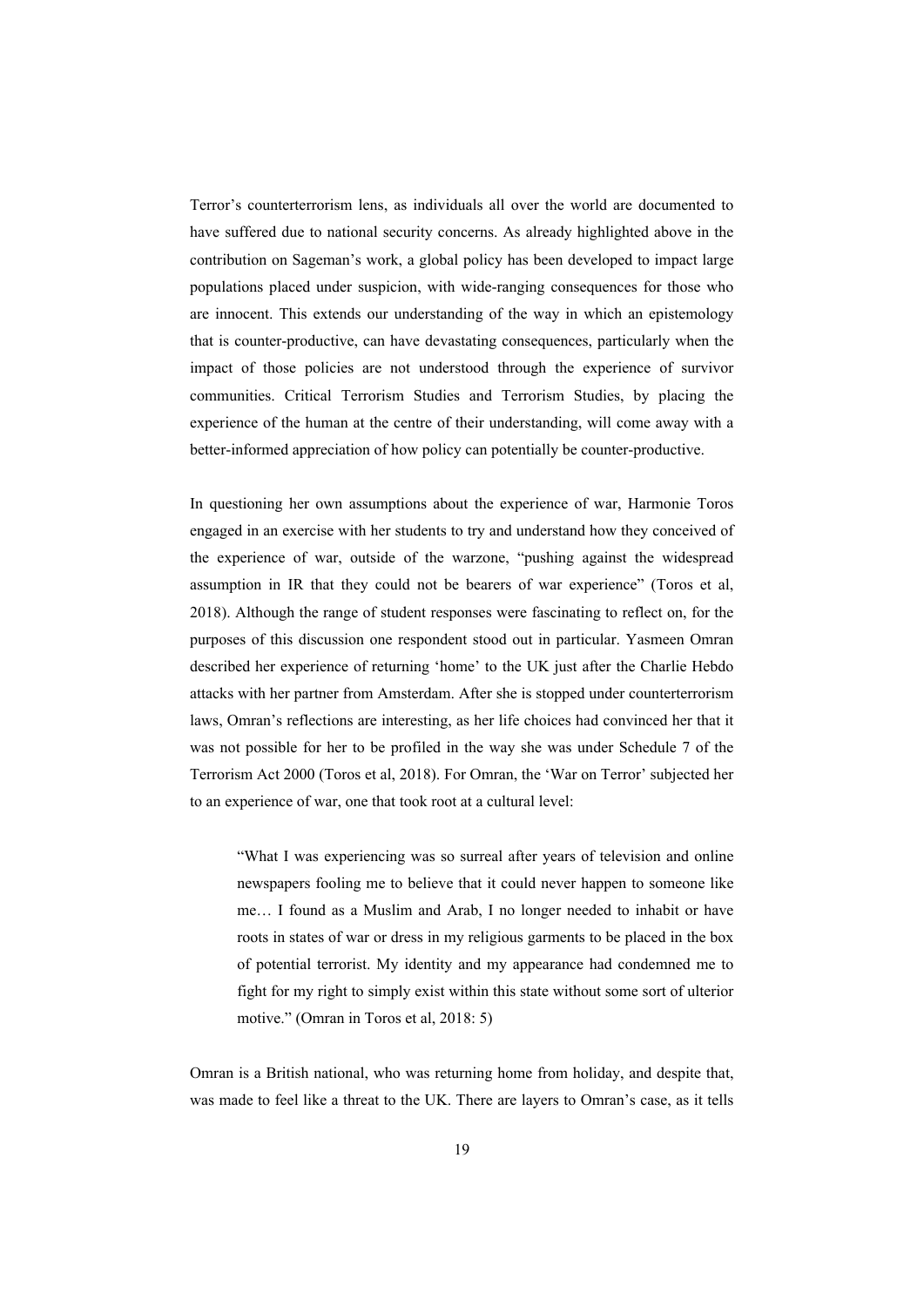Terror's counterterrorism lens, as individuals all over the world are documented to have suffered due to national security concerns. As already highlighted above in the contribution on Sageman's work, a global policy has been developed to impact large populations placed under suspicion, with wide-ranging consequences for those who are innocent. This extends our understanding of the way in which an epistemology that is counter-productive, can have devastating consequences, particularly when the impact of those policies are not understood through the experience of survivor communities. Critical Terrorism Studies and Terrorism Studies, by placing the experience of the human at the centre of their understanding, will come away with a better-informed appreciation of how policy can potentially be counter-productive.

In questioning her own assumptions about the experience of war, Harmonie Toros engaged in an exercise with her students to try and understand how they conceived of the experience of war, outside of the warzone, "pushing against the widespread assumption in IR that they could not be bearers of war experience" (Toros et al, 2018). Although the range of student responses were fascinating to reflect on, for the purposes of this discussion one respondent stood out in particular. Yasmeen Omran described her experience of returning 'home' to the UK just after the Charlie Hebdo attacks with her partner from Amsterdam. After she is stopped under counterterrorism laws, Omran's reflections are interesting, as her life choices had convinced her that it was not possible for her to be profiled in the way she was under Schedule 7 of the Terrorism Act 2000 (Toros et al, 2018). For Omran, the 'War on Terror' subjected her to an experience of war, one that took root at a cultural level:

> "What I was experiencing was so surreal after years of television and online newspapers fooling me to believe that it could never happen to someone like me… I found as a Muslim and Arab, I no longer needed to inhabit or have roots in states of war or dress in my religious garments to be placed in the box of potential terrorist. My identity and my appearance had condemned me to fight for my right to simply exist within this state without some sort of ulterior motive." (Omran in Toros et al, 2018: 5)

Omran is a British national, who was returning home from holiday, and despite that, was made to feel like a threat to the UK. There are layers to Omran's case, as it tells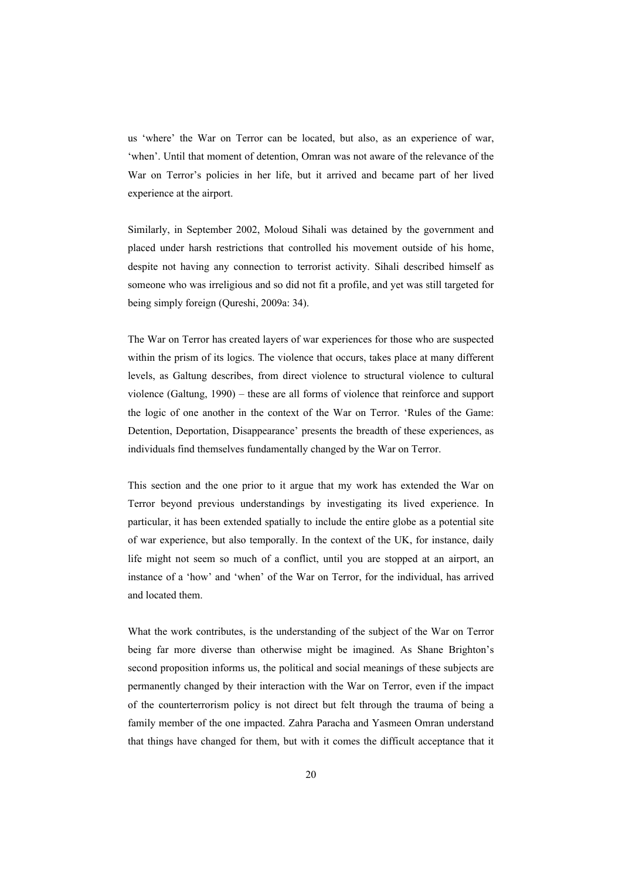us 'where' the War on Terror can be located, but also, as an experience of war, 'when'. Until that moment of detention, Omran was not aware of the relevance of the War on Terror's policies in her life, but it arrived and became part of her lived experience at the airport.

Similarly, in September 2002, Moloud Sihali was detained by the government and placed under harsh restrictions that controlled his movement outside of his home, despite not having any connection to terrorist activity. Sihali described himself as someone who was irreligious and so did not fit a profile, and yet was still targeted for being simply foreign (Qureshi, 2009a: 34).

The War on Terror has created layers of war experiences for those who are suspected within the prism of its logics. The violence that occurs, takes place at many different levels, as Galtung describes, from direct violence to structural violence to cultural violence (Galtung, 1990) – these are all forms of violence that reinforce and support the logic of one another in the context of the War on Terror. 'Rules of the Game: Detention, Deportation, Disappearance' presents the breadth of these experiences, as individuals find themselves fundamentally changed by the War on Terror.

This section and the one prior to it argue that my work has extended the War on Terror beyond previous understandings by investigating its lived experience. In particular, it has been extended spatially to include the entire globe as a potential site of war experience, but also temporally. In the context of the UK, for instance, daily life might not seem so much of a conflict, until you are stopped at an airport, an instance of a 'how' and 'when' of the War on Terror, for the individual, has arrived and located them.

What the work contributes, is the understanding of the subject of the War on Terror being far more diverse than otherwise might be imagined. As Shane Brighton's second proposition informs us, the political and social meanings of these subjects are permanently changed by their interaction with the War on Terror, even if the impact of the counterterrorism policy is not direct but felt through the trauma of being a family member of the one impacted. Zahra Paracha and Yasmeen Omran understand that things have changed for them, but with it comes the difficult acceptance that it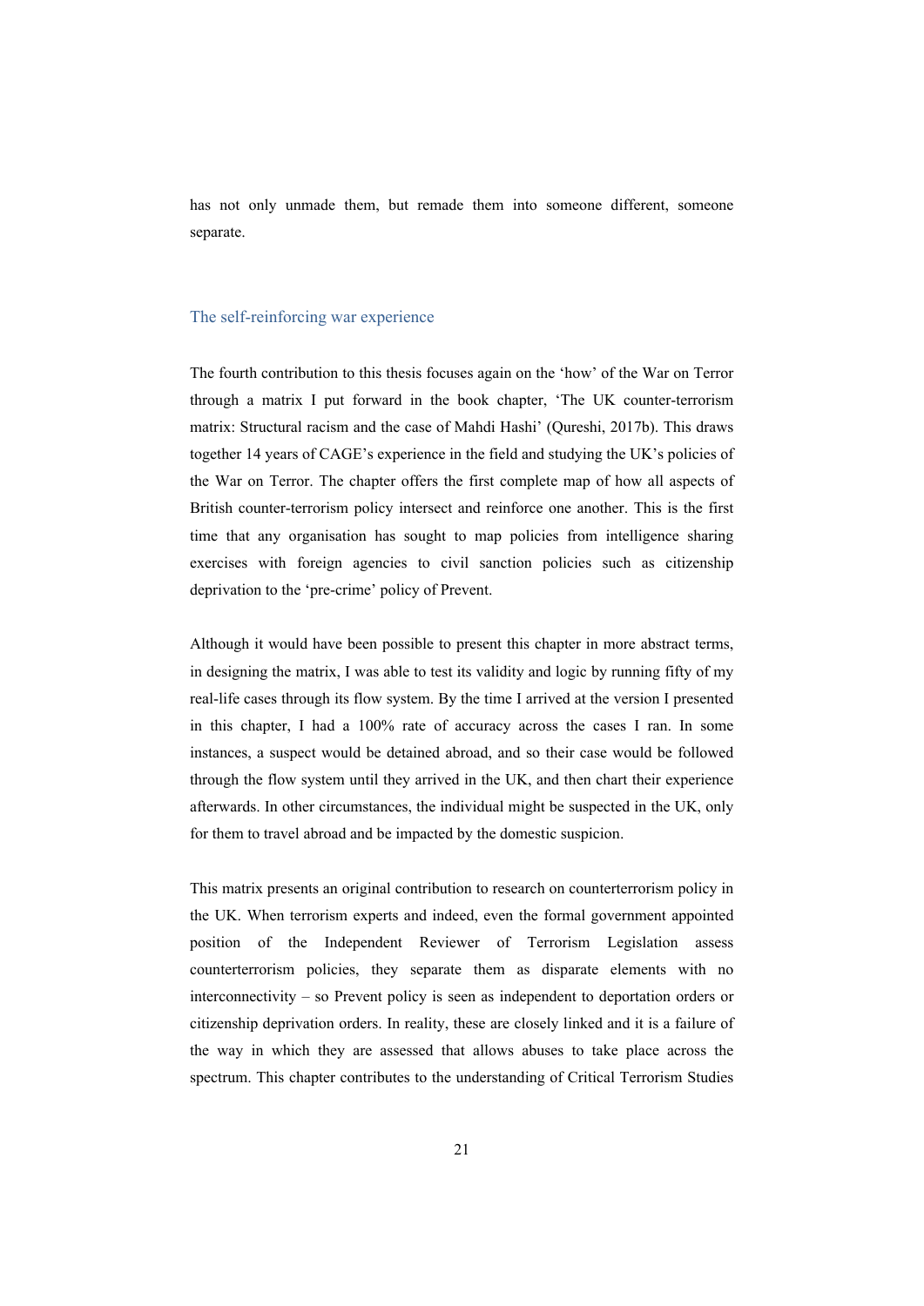has not only unmade them, but remade them into someone different, someone separate.

## The self-reinforcing war experience

The fourth contribution to this thesis focuses again on the 'how' of the War on Terror through a matrix I put forward in the book chapter, 'The UK counter-terrorism matrix: Structural racism and the case of Mahdi Hashi' (Qureshi, 2017b). This draws together 14 years of CAGE's experience in the field and studying the UK's policies of the War on Terror. The chapter offers the first complete map of how all aspects of British counter-terrorism policy intersect and reinforce one another. This is the first time that any organisation has sought to map policies from intelligence sharing exercises with foreign agencies to civil sanction policies such as citizenship deprivation to the 'pre-crime' policy of Prevent.

Although it would have been possible to present this chapter in more abstract terms, in designing the matrix, I was able to test its validity and logic by running fifty of my real-life cases through its flow system. By the time I arrived at the version I presented in this chapter, I had a 100% rate of accuracy across the cases I ran. In some instances, a suspect would be detained abroad, and so their case would be followed through the flow system until they arrived in the UK, and then chart their experience afterwards. In other circumstances, the individual might be suspected in the UK, only for them to travel abroad and be impacted by the domestic suspicion.

This matrix presents an original contribution to research on counterterrorism policy in the UK. When terrorism experts and indeed, even the formal government appointed position of the Independent Reviewer of Terrorism Legislation assess counterterrorism policies, they separate them as disparate elements with no interconnectivity – so Prevent policy is seen as independent to deportation orders or citizenship deprivation orders. In reality, these are closely linked and it is a failure of the way in which they are assessed that allows abuses to take place across the spectrum. This chapter contributes to the understanding of Critical Terrorism Studies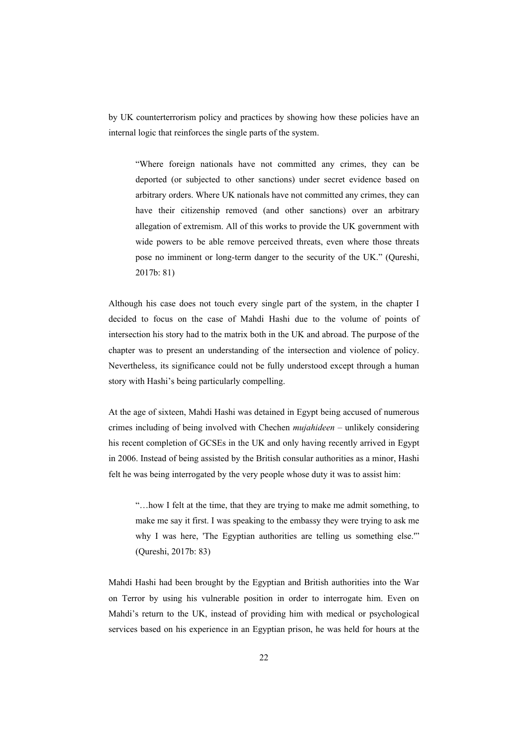by UK counterterrorism policy and practices by showing how these policies have an internal logic that reinforces the single parts of the system.

> "Where foreign nationals have not committed any crimes, they can be deported (or subjected to other sanctions) under secret evidence based on arbitrary orders. Where UK nationals have not committed any crimes, they can have their citizenship removed (and other sanctions) over an arbitrary allegation of extremism. All of this works to provide the UK government with wide powers to be able remove perceived threats, even where those threats pose no imminent or long-term danger to the security of the UK." (Qureshi, 2017b: 81)

Although his case does not touch every single part of the system, in the chapter I decided to focus on the case of Mahdi Hashi due to the volume of points of intersection his story had to the matrix both in the UK and abroad. The purpose of the chapter was to present an understanding of the intersection and violence of policy. Nevertheless, its significance could not be fully understood except through a human story with Hashi's being particularly compelling.

At the age of sixteen, Mahdi Hashi was detained in Egypt being accused of numerous crimes including of being involved with Chechen *mujahideen* – unlikely considering his recent completion of GCSEs in the UK and only having recently arrived in Egypt in 2006. Instead of being assisted by the British consular authorities as a minor, Hashi felt he was being interrogated by the very people whose duty it was to assist him:

> "…how I felt at the time, that they are trying to make me admit something, to make me say it first. I was speaking to the embassy they were trying to ask me why I was here, 'The Egyptian authorities are telling us something else.'" (Qureshi, 2017b: 83)

Mahdi Hashi had been brought by the Egyptian and British authorities into the War on Terror by using his vulnerable position in order to interrogate him. Even on Mahdi's return to the UK, instead of providing him with medical or psychological services based on his experience in an Egyptian prison, he was held for hours at the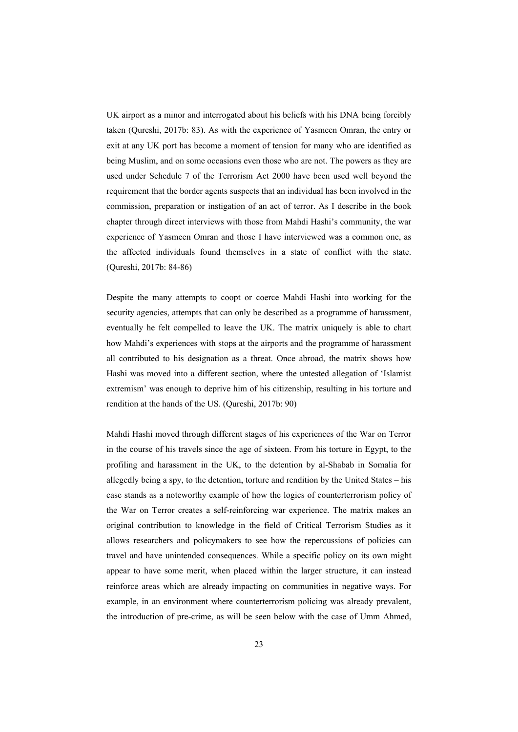UK airport as a minor and interrogated about his beliefs with his DNA being forcibly taken (Qureshi, 2017b: 83). As with the experience of Yasmeen Omran, the entry or exit at any UK port has become a moment of tension for many who are identified as being Muslim, and on some occasions even those who are not. The powers as they are used under Schedule 7 of the Terrorism Act 2000 have been used well beyond the requirement that the border agents suspects that an individual has been involved in the commission, preparation or instigation of an act of terror. As I describe in the book chapter through direct interviews with those from Mahdi Hashi's community, the war experience of Yasmeen Omran and those I have interviewed was a common one, as the affected individuals found themselves in a state of conflict with the state. (Qureshi, 2017b: 84-86)

Despite the many attempts to coopt or coerce Mahdi Hashi into working for the security agencies, attempts that can only be described as a programme of harassment, eventually he felt compelled to leave the UK. The matrix uniquely is able to chart how Mahdi's experiences with stops at the airports and the programme of harassment all contributed to his designation as a threat. Once abroad, the matrix shows how Hashi was moved into a different section, where the untested allegation of 'Islamist extremism' was enough to deprive him of his citizenship, resulting in his torture and rendition at the hands of the US. (Qureshi, 2017b: 90)

Mahdi Hashi moved through different stages of his experiences of the War on Terror in the course of his travels since the age of sixteen. From his torture in Egypt, to the profiling and harassment in the UK, to the detention by al-Shabab in Somalia for allegedly being a spy, to the detention, torture and rendition by the United States – his case stands as a noteworthy example of how the logics of counterterrorism policy of the War on Terror creates a self-reinforcing war experience. The matrix makes an original contribution to knowledge in the field of Critical Terrorism Studies as it allows researchers and policymakers to see how the repercussions of policies can travel and have unintended consequences. While a specific policy on its own might appear to have some merit, when placed within the larger structure, it can instead reinforce areas which are already impacting on communities in negative ways. For example, in an environment where counterterrorism policing was already prevalent, the introduction of pre-crime, as will be seen below with the case of Umm Ahmed,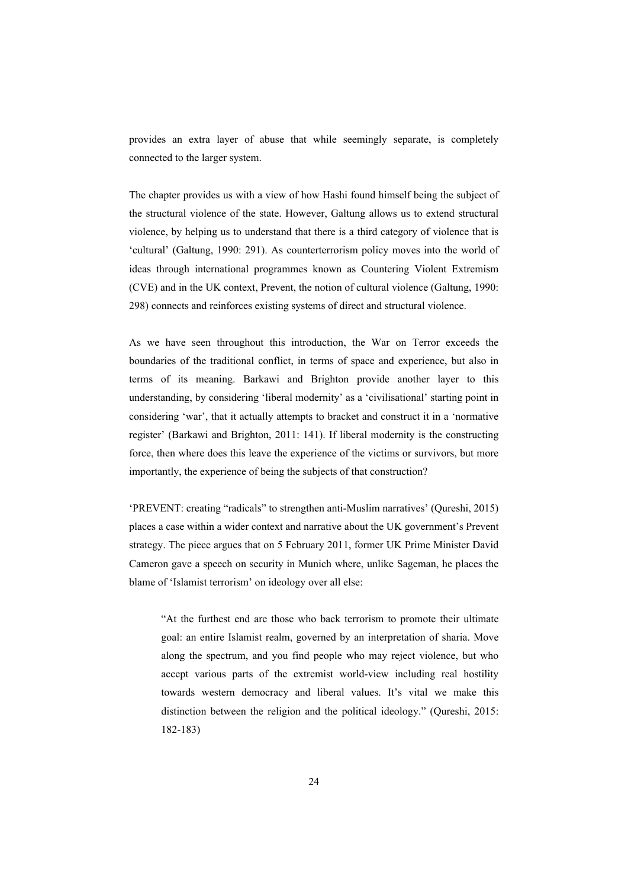provides an extra layer of abuse that while seemingly separate, is completely connected to the larger system.

The chapter provides us with a view of how Hashi found himself being the subject of the structural violence of the state. However, Galtung allows us to extend structural violence, by helping us to understand that there is a third category of violence that is 'cultural' (Galtung, 1990: 291). As counterterrorism policy moves into the world of ideas through international programmes known as Countering Violent Extremism (CVE) and in the UK context, Prevent, the notion of cultural violence (Galtung, 1990: 298) connects and reinforces existing systems of direct and structural violence.

As we have seen throughout this introduction, the War on Terror exceeds the boundaries of the traditional conflict, in terms of space and experience, but also in terms of its meaning. Barkawi and Brighton provide another layer to this understanding, by considering 'liberal modernity' as a 'civilisational' starting point in considering 'war', that it actually attempts to bracket and construct it in a 'normative register' (Barkawi and Brighton, 2011: 141). If liberal modernity is the constructing force, then where does this leave the experience of the victims or survivors, but more importantly, the experience of being the subjects of that construction?

'PREVENT: creating "radicals" to strengthen anti-Muslim narratives' (Qureshi, 2015) places a case within a wider context and narrative about the UK government's Prevent strategy. The piece argues that on 5 February 2011, former UK Prime Minister David Cameron gave a speech on security in Munich where, unlike Sageman, he places the blame of 'Islamist terrorism' on ideology over all else:

> "At the furthest end are those who back terrorism to promote their ultimate goal: an entire Islamist realm, governed by an interpretation of sharia. Move along the spectrum, and you find people who may reject violence, but who accept various parts of the extremist world-view including real hostility towards western democracy and liberal values. It's vital we make this distinction between the religion and the political ideology." (Qureshi, 2015: 182-183)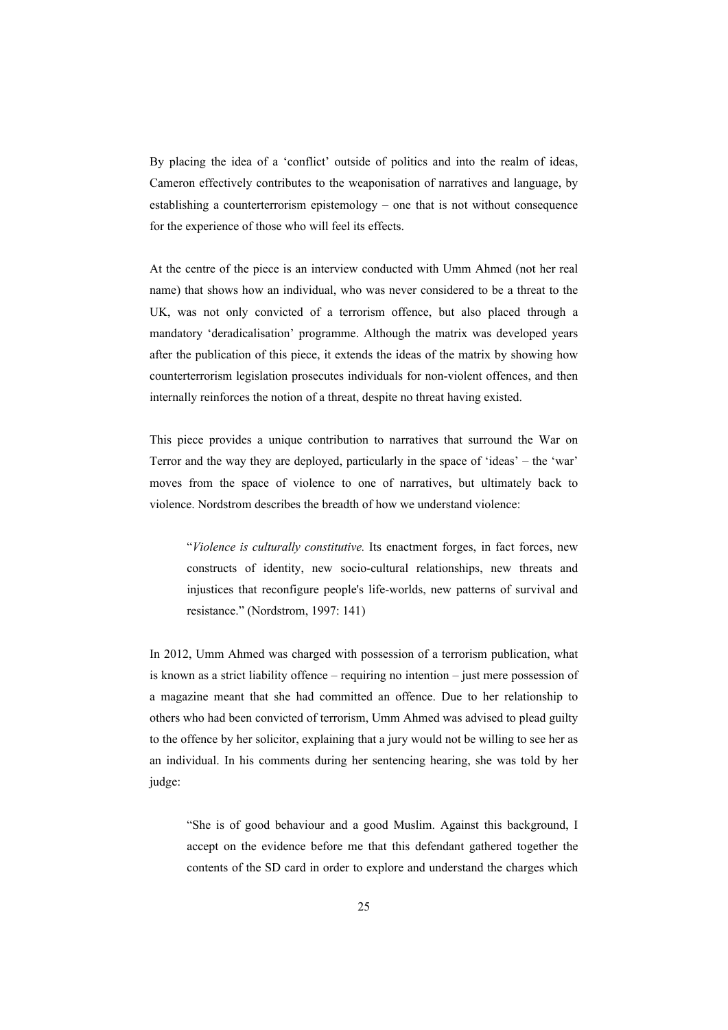By placing the idea of a 'conflict' outside of politics and into the realm of ideas, Cameron effectively contributes to the weaponisation of narratives and language, by establishing a counterterrorism epistemology – one that is not without consequence for the experience of those who will feel its effects.

At the centre of the piece is an interview conducted with Umm Ahmed (not her real name) that shows how an individual, who was never considered to be a threat to the UK, was not only convicted of a terrorism offence, but also placed through a mandatory 'deradicalisation' programme. Although the matrix was developed years after the publication of this piece, it extends the ideas of the matrix by showing how counterterrorism legislation prosecutes individuals for non-violent offences, and then internally reinforces the notion of a threat, despite no threat having existed.

This piece provides a unique contribution to narratives that surround the War on Terror and the way they are deployed, particularly in the space of 'ideas' – the 'war' moves from the space of violence to one of narratives, but ultimately back to violence. Nordstrom describes the breadth of how we understand violence:

> "*Violence is culturally constitutive.* Its enactment forges, in fact forces, new constructs of identity, new socio-cultural relationships, new threats and injustices that reconfigure people's life-worlds, new patterns of survival and resistance." (Nordstrom, 1997: 141)

In 2012, Umm Ahmed was charged with possession of a terrorism publication, what is known as a strict liability offence – requiring no intention – just mere possession of a magazine meant that she had committed an offence. Due to her relationship to others who had been convicted of terrorism, Umm Ahmed was advised to plead guilty to the offence by her solicitor, explaining that a jury would not be willing to see her as an individual. In his comments during her sentencing hearing, she was told by her judge:

> "She is of good behaviour and a good Muslim. Against this background, I accept on the evidence before me that this defendant gathered together the contents of the SD card in order to explore and understand the charges which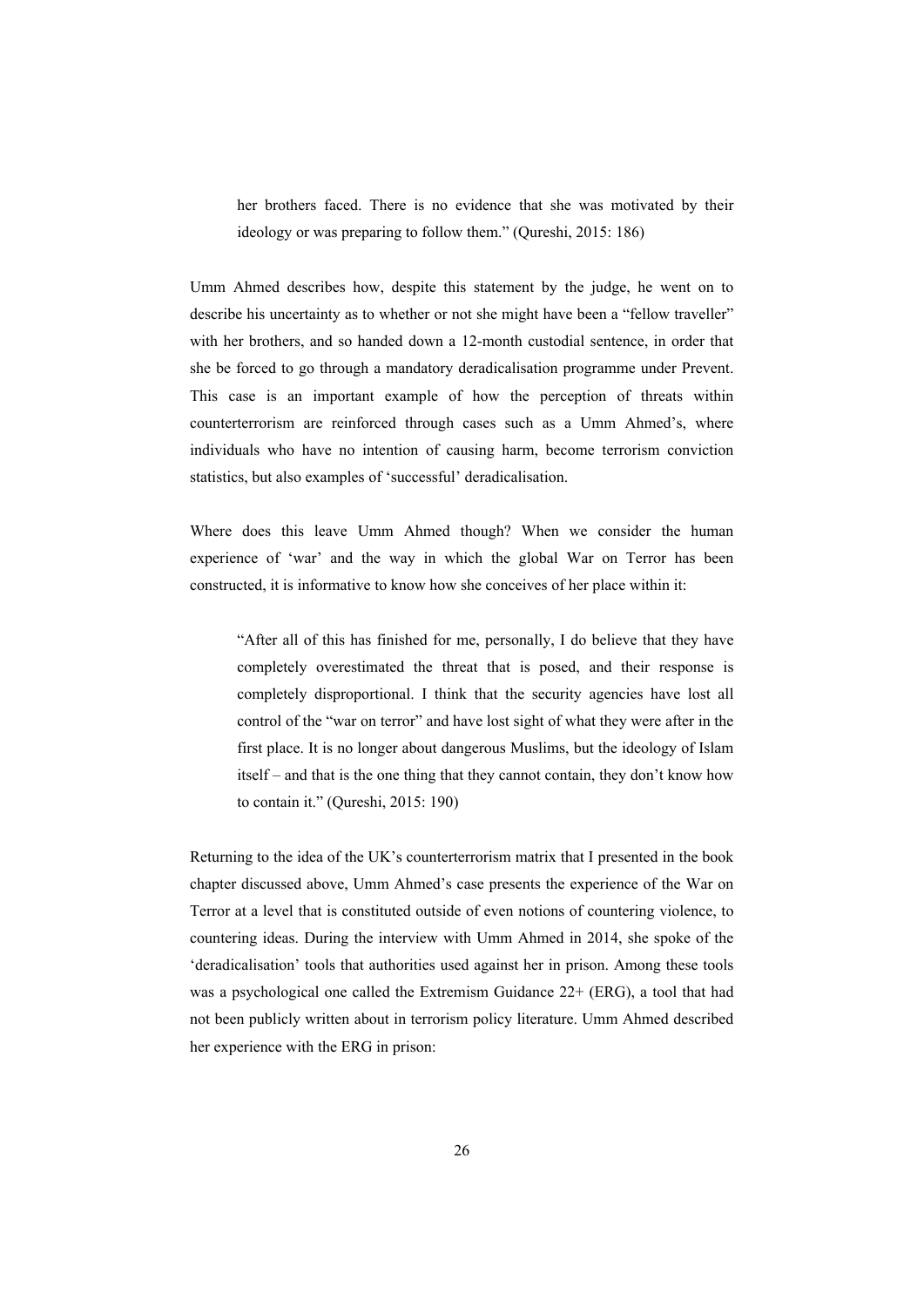> her brothers faced. There is no evidence that she was motivated by their ideology or was preparing to follow them." (Qureshi, 2015: 186)

Umm Ahmed describes how, despite this statement by the judge, he went on to describe his uncertainty as to whether or not she might have been a "fellow traveller" with her brothers, and so handed down a 12-month custodial sentence, in order that she be forced to go through a mandatory deradicalisation programme under Prevent. This case is an important example of how the perception of threats within counterterrorism are reinforced through cases such as a Umm Ahmed's, where individuals who have no intention of causing harm, become terrorism conviction statistics, but also examples of 'successful' deradicalisation.

Where does this leave Umm Ahmed though? When we consider the human experience of 'war' and the way in which the global War on Terror has been constructed, it is informative to know how she conceives of her place within it:

> "After all of this has finished for me, personally, I do believe that they have completely overestimated the threat that is posed, and their response is completely disproportional. I think that the security agencies have lost all control of the "war on terror" and have lost sight of what they were after in the first place. It is no longer about dangerous Muslims, but the ideology of Islam itself – and that is the one thing that they cannot contain, they don't know how to contain it." (Qureshi, 2015: 190)

Returning to the idea of the UK's counterterrorism matrix that I presented in the book chapter discussed above, Umm Ahmed's case presents the experience of the War on Terror at a level that is constituted outside of even notions of countering violence, to countering ideas. During the interview with Umm Ahmed in 2014, she spoke of the 'deradicalisation' tools that authorities used against her in prison. Among these tools was a psychological one called the Extremism Guidance 22+ (ERG), a tool that had not been publicly written about in terrorism policy literature. Umm Ahmed described her experience with the ERG in prison: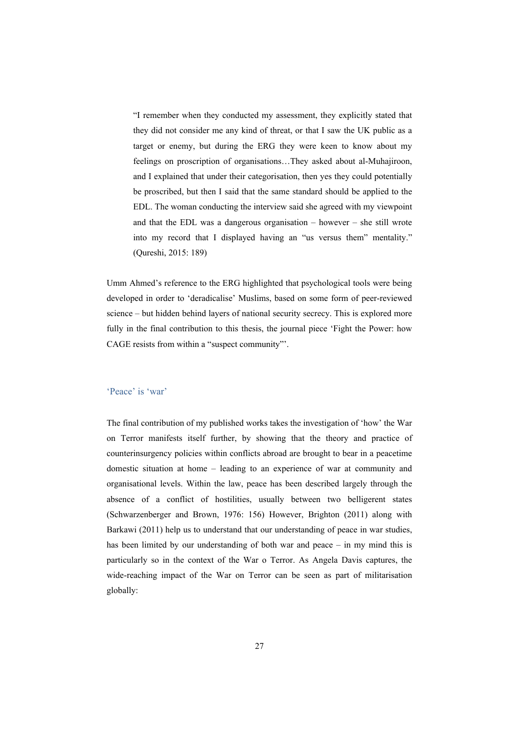> "I remember when they conducted my assessment, they explicitly stated that they did not consider me any kind of threat, or that I saw the UK public as a target or enemy, but during the ERG they were keen to know about my feelings on proscription of organisations…They asked about al-Muhajiroon, and I explained that under their categorisation, then yes they could potentially be proscribed, but then I said that the same standard should be applied to the EDL. The woman conducting the interview said she agreed with my viewpoint and that the EDL was a dangerous organisation – however – she still wrote into my record that I displayed having an "us versus them" mentality." (Qureshi, 2015: 189)

Umm Ahmed's reference to the ERG highlighted that psychological tools were being developed in order to 'deradicalise' Muslims, based on some form of peer-reviewed science – but hidden behind layers of national security secrecy. This is explored more fully in the final contribution to this thesis, the journal piece 'Fight the Power: how CAGE resists from within a "suspect community"'.

## 'Peace' is 'war'

The final contribution of my published works takes the investigation of 'how' the War on Terror manifests itself further, by showing that the theory and practice of counterinsurgency policies within conflicts abroad are brought to bear in a peacetime domestic situation at home – leading to an experience of war at community and organisational levels. Within the law, peace has been described largely through the absence of a conflict of hostilities, usually between two belligerent states (Schwarzenberger and Brown, 1976: 156) However, Brighton (2011) along with Barkawi (2011) help us to understand that our understanding of peace in war studies, has been limited by our understanding of both war and peace – in my mind this is particularly so in the context of the War o Terror. As Angela Davis captures, the wide-reaching impact of the War on Terror can be seen as part of militarisation globally: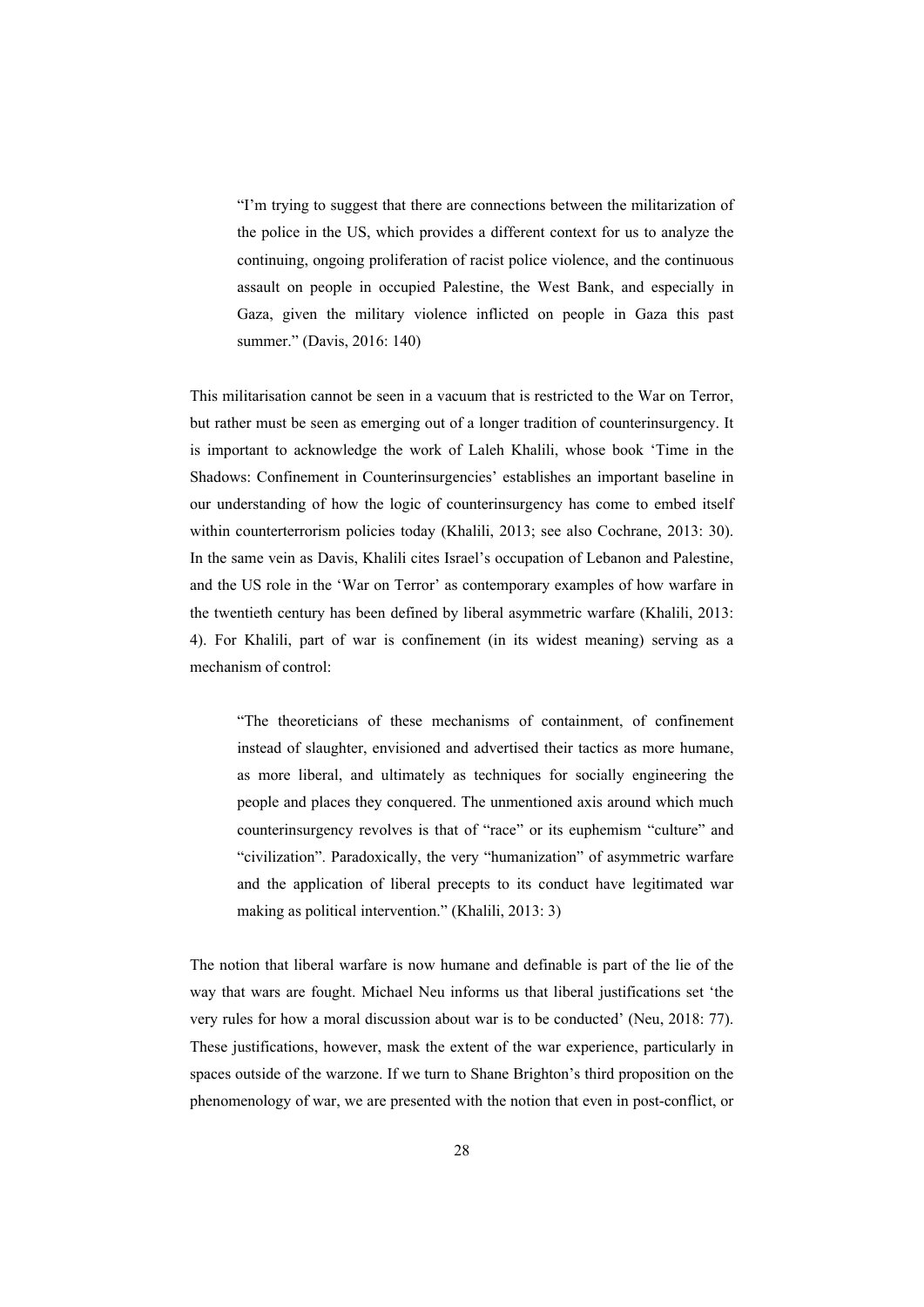> "I'm trying to suggest that there are connections between the militarization of the police in the US, which provides a different context for us to analyze the continuing, ongoing proliferation of racist police violence, and the continuous assault on people in occupied Palestine, the West Bank, and especially in Gaza, given the military violence inflicted on people in Gaza this past summer." (Davis, 2016: 140)

This militarisation cannot be seen in a vacuum that is restricted to the War on Terror, but rather must be seen as emerging out of a longer tradition of counterinsurgency. It is important to acknowledge the work of Laleh Khalili, whose book 'Time in the Shadows: Confinement in Counterinsurgencies' establishes an important baseline in our understanding of how the logic of counterinsurgency has come to embed itself within counterterrorism policies today (Khalili, 2013; see also Cochrane, 2013: 30). In the same vein as Davis, Khalili cites Israel's occupation of Lebanon and Palestine, and the US role in the 'War on Terror' as contemporary examples of how warfare in the twentieth century has been defined by liberal asymmetric warfare (Khalili, 2013: 4). For Khalili, part of war is confinement (in its widest meaning) serving as a mechanism of control:

> "The theoreticians of these mechanisms of containment, of confinement instead of slaughter, envisioned and advertised their tactics as more humane, as more liberal, and ultimately as techniques for socially engineering the people and places they conquered. The unmentioned axis around which much counterinsurgency revolves is that of "race" or its euphemism "culture" and "civilization". Paradoxically, the very "humanization" of asymmetric warfare and the application of liberal precepts to its conduct have legitimated war making as political intervention." (Khalili, 2013: 3)

The notion that liberal warfare is now humane and definable is part of the lie of the way that wars are fought. Michael Neu informs us that liberal justifications set 'the very rules for how a moral discussion about war is to be conducted' (Neu, 2018: 77). These justifications, however, mask the extent of the war experience, particularly in spaces outside of the warzone. If we turn to Shane Brighton's third proposition on the phenomenology of war, we are presented with the notion that even in post-conflict, or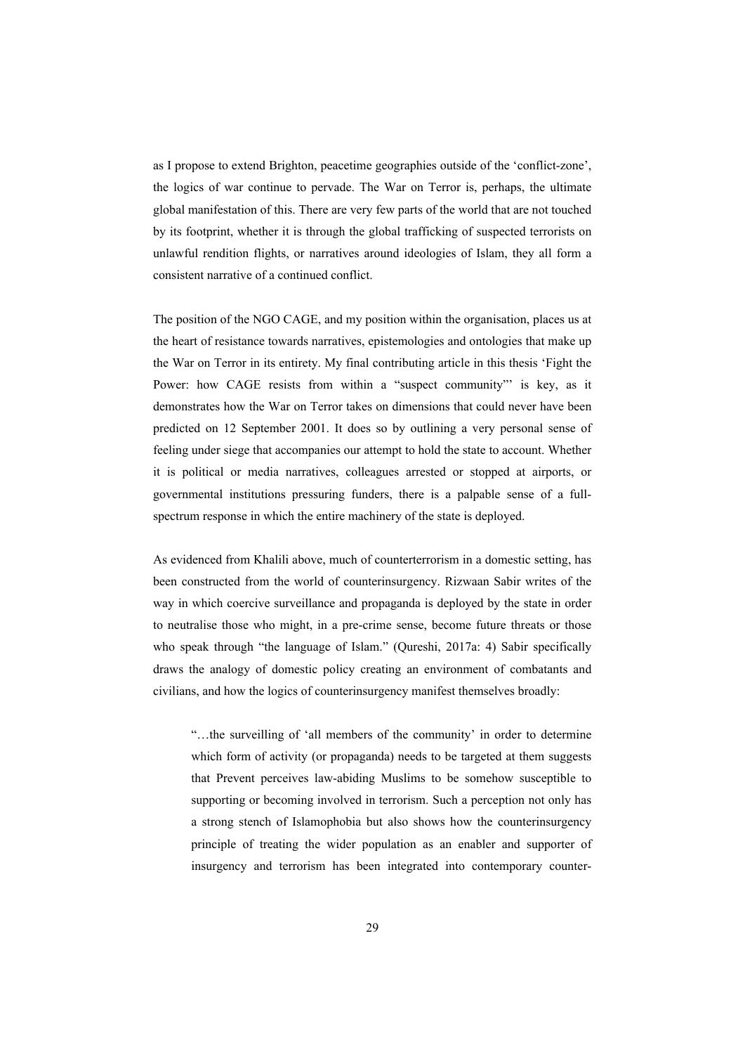as I propose to extend Brighton, peacetime geographies outside of the 'conflict-zone', the logics of war continue to pervade. The War on Terror is, perhaps, the ultimate global manifestation of this. There are very few parts of the world that are not touched by its footprint, whether it is through the global trafficking of suspected terrorists on unlawful rendition flights, or narratives around ideologies of Islam, they all form a consistent narrative of a continued conflict.

The position of the NGO CAGE, and my position within the organisation, places us at the heart of resistance towards narratives, epistemologies and ontologies that make up the War on Terror in its entirety. My final contributing article in this thesis 'Fight the Power: how CAGE resists from within a "suspect community"' is key, as it demonstrates how the War on Terror takes on dimensions that could never have been predicted on 12 September 2001. It does so by outlining a very personal sense of feeling under siege that accompanies our attempt to hold the state to account. Whether it is political or media narratives, colleagues arrested or stopped at airports, or governmental institutions pressuring funders, there is a palpable sense of a full-spectrum response in which the entire machinery of the state is deployed.

As evidenced from Khalili above, much of counterterrorism in a domestic setting, has been constructed from the world of counterinsurgency. Rizwaan Sabir writes of the way in which coercive surveillance and propaganda is deployed by the state in order to neutralise those who might, in a pre-crime sense, become future threats or those who speak through "the language of Islam." (Qureshi, 2017a: 4) Sabir specifically draws the analogy of domestic policy creating an environment of combatants and civilians, and how the logics of counterinsurgency manifest themselves broadly:

> "…the surveilling of 'all members of the community' in order to determine which form of activity (or propaganda) needs to be targeted at them suggests that Prevent perceives law-abiding Muslims to be somehow susceptible to supporting or becoming involved in terrorism. Such a perception not only has a strong stench of Islamophobia but also shows how the counterinsurgency principle of treating the wider population as an enabler and supporter of insurgency and terrorism has been integrated into contemporary counter-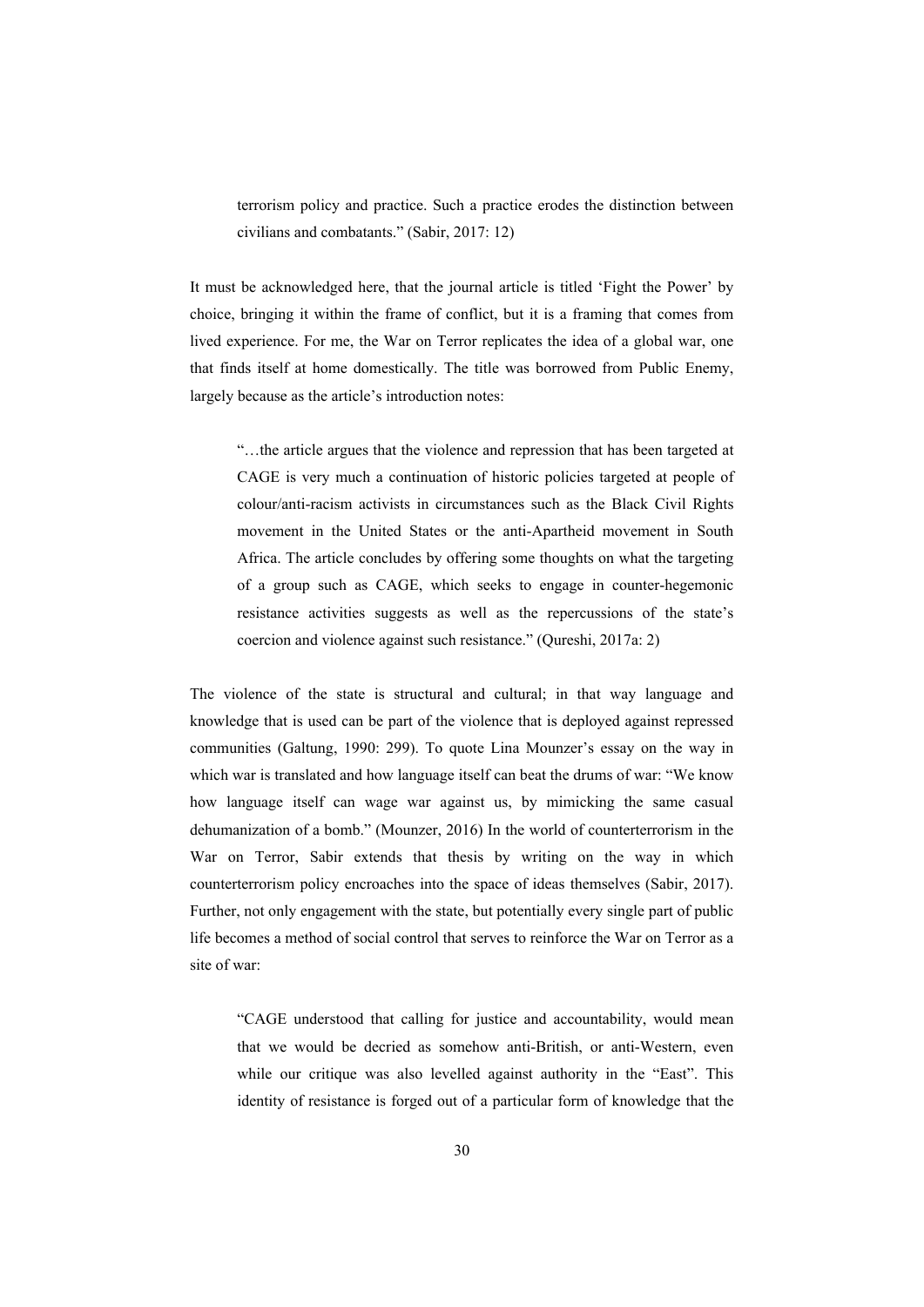> terrorism policy and practice. Such a practice erodes the distinction between civilians and combatants." (Sabir, 2017: 12)

It must be acknowledged here, that the journal article is titled 'Fight the Power' by choice, bringing it within the frame of conflict, but it is a framing that comes from lived experience. For me, the War on Terror replicates the idea of a global war, one that finds itself at home domestically. The title was borrowed from Public Enemy, largely because as the article's introduction notes:

> "…the article argues that the violence and repression that has been targeted at CAGE is very much a continuation of historic policies targeted at people of colour/anti-racism activists in circumstances such as the Black Civil Rights movement in the United States or the anti-Apartheid movement in South Africa. The article concludes by offering some thoughts on what the targeting of a group such as CAGE, which seeks to engage in counter-hegemonic resistance activities suggests as well as the repercussions of the state's coercion and violence against such resistance." (Qureshi, 2017a: 2)

The violence of the state is structural and cultural; in that way language and knowledge that is used can be part of the violence that is deployed against repressed communities (Galtung, 1990: 299). To quote Lina Mounzer's essay on the way in which war is translated and how language itself can beat the drums of war: "We know how language itself can wage war against us, by mimicking the same casual dehumanization of a bomb." (Mounzer, 2016) In the world of counterterrorism in the War on Terror, Sabir extends that thesis by writing on the way in which counterterrorism policy encroaches into the space of ideas themselves (Sabir, 2017). Further, not only engagement with the state, but potentially every single part of public life becomes a method of social control that serves to reinforce the War on Terror as a site of war:

> "CAGE understood that calling for justice and accountability, would mean that we would be decried as somehow anti-British, or anti-Western, even while our critique was also levelled against authority in the "East". This identity of resistance is forged out of a particular form of knowledge that the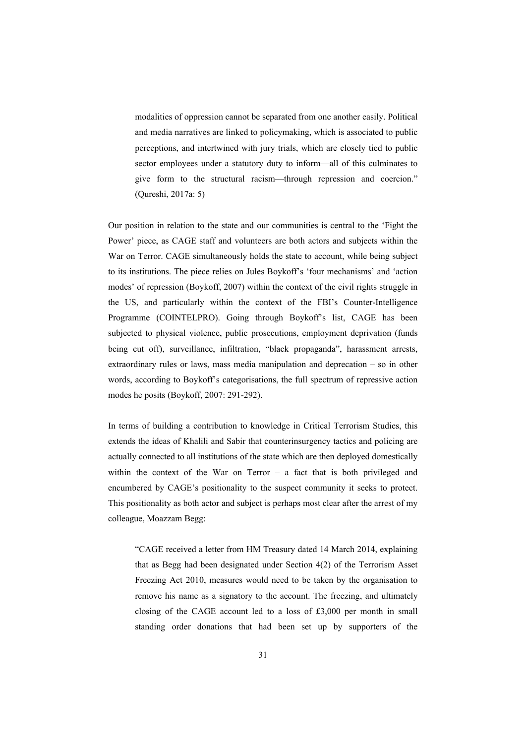> modalities of oppression cannot be separated from one another easily. Political and media narratives are linked to policymaking, which is associated to public perceptions, and intertwined with jury trials, which are closely tied to public sector employees under a statutory duty to inform—all of this culminates to give form to the structural racism—through repression and coercion." (Qureshi, 2017a: 5)

Our position in relation to the state and our communities is central to the 'Fight the Power' piece, as CAGE staff and volunteers are both actors and subjects within the War on Terror. CAGE simultaneously holds the state to account, while being subject to its institutions. The piece relies on Jules Boykoff's 'four mechanisms' and 'action modes' of repression (Boykoff, 2007) within the context of the civil rights struggle in the US, and particularly within the context of the FBI's Counter-Intelligence Programme (COINTELPRO). Going through Boykoff's list, CAGE has been subjected to physical violence, public prosecutions, employment deprivation (funds being cut off), surveillance, infiltration, "black propaganda", harassment arrests, extraordinary rules or laws, mass media manipulation and deprecation – so in other words, according to Boykoff's categorisations, the full spectrum of repressive action modes he posits (Boykoff, 2007: 291-292).

In terms of building a contribution to knowledge in Critical Terrorism Studies, this extends the ideas of Khalili and Sabir that counterinsurgency tactics and policing are actually connected to all institutions of the state which are then deployed domestically within the context of the War on Terror – a fact that is both privileged and encumbered by CAGE's positionality to the suspect community it seeks to protect. This positionality as both actor and subject is perhaps most clear after the arrest of my colleague, Moazzam Begg:

> "CAGE received a letter from HM Treasury dated 14 March 2014, explaining that as Begg had been designated under Section 4(2) of the Terrorism Asset Freezing Act 2010, measures would need to be taken by the organisation to remove his name as a signatory to the account. The freezing, and ultimately closing of the CAGE account led to a loss of £3,000 per month in small standing order donations that had been set up by supporters of the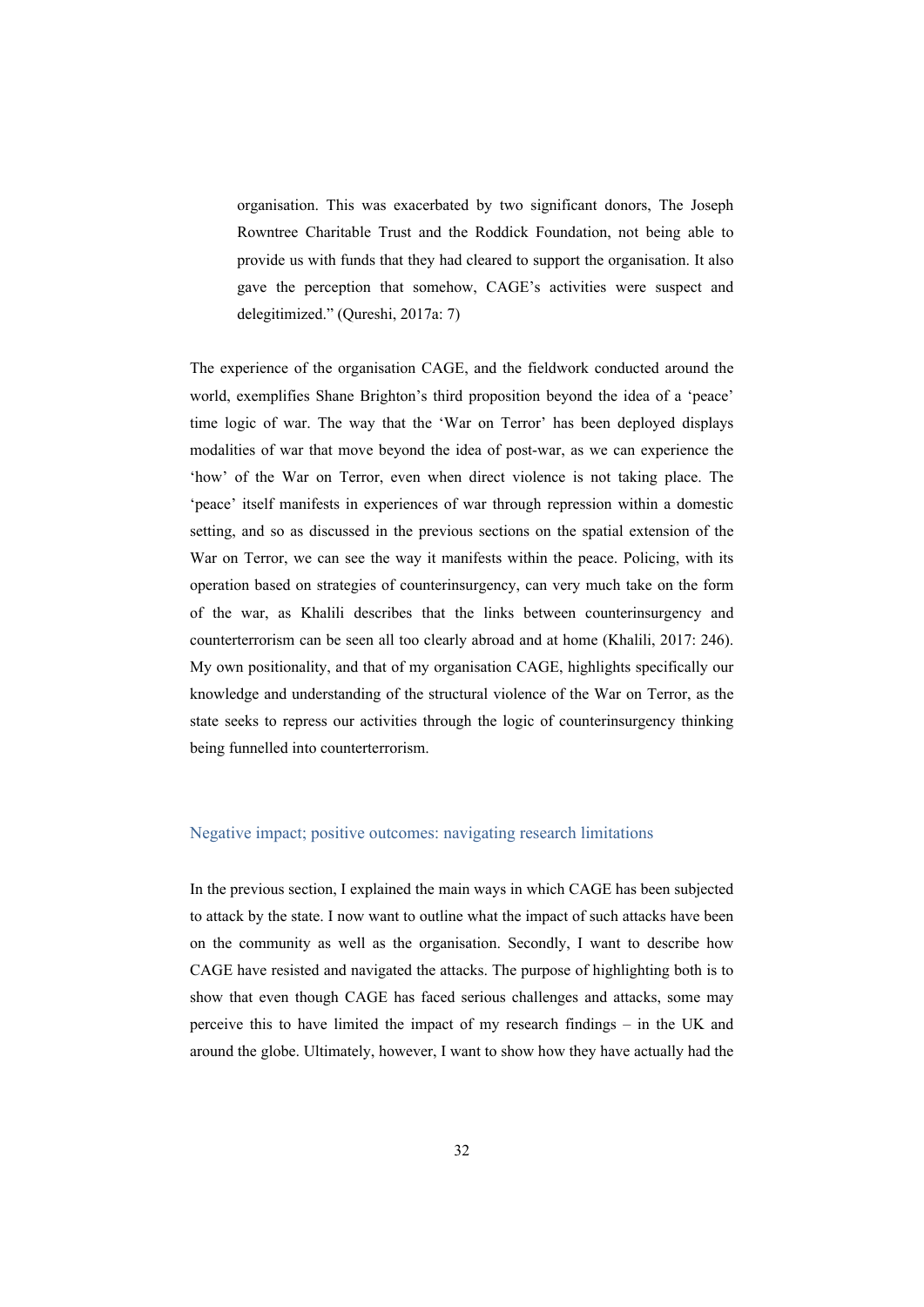> organisation. This was exacerbated by two significant donors, The Joseph Rowntree Charitable Trust and the Roddick Foundation, not being able to provide us with funds that they had cleared to support the organisation. It also gave the perception that somehow, CAGE's activities were suspect and delegitimized." (Qureshi, 2017a: 7)

The experience of the organisation CAGE, and the fieldwork conducted around the world, exemplifies Shane Brighton's third proposition beyond the idea of a 'peace' time logic of war. The way that the 'War on Terror' has been deployed displays modalities of war that move beyond the idea of post-war, as we can experience the 'how' of the War on Terror, even when direct violence is not taking place. The 'peace' itself manifests in experiences of war through repression within a domestic setting, and so as discussed in the previous sections on the spatial extension of the War on Terror, we can see the way it manifests within the peace. Policing, with its operation based on strategies of counterinsurgency, can very much take on the form of the war, as Khalili describes that the links between counterinsurgency and counterterrorism can be seen all too clearly abroad and at home (Khalili, 2017: 246). My own positionality, and that of my organisation CAGE, highlights specifically our knowledge and understanding of the structural violence of the War on Terror, as the state seeks to repress our activities through the logic of counterinsurgency thinking being funnelled into counterterrorism.

### Negative impact; positive outcomes: navigating research limitations

In the previous section, I explained the main ways in which CAGE has been subjected to attack by the state. I now want to outline what the impact of such attacks have been on the community as well as the organisation. Secondly, I want to describe how CAGE have resisted and navigated the attacks. The purpose of highlighting both is to show that even though CAGE has faced serious challenges and attacks, some may perceive this to have limited the impact of my research findings – in the UK and around the globe. Ultimately, however, I want to show how they have actually had the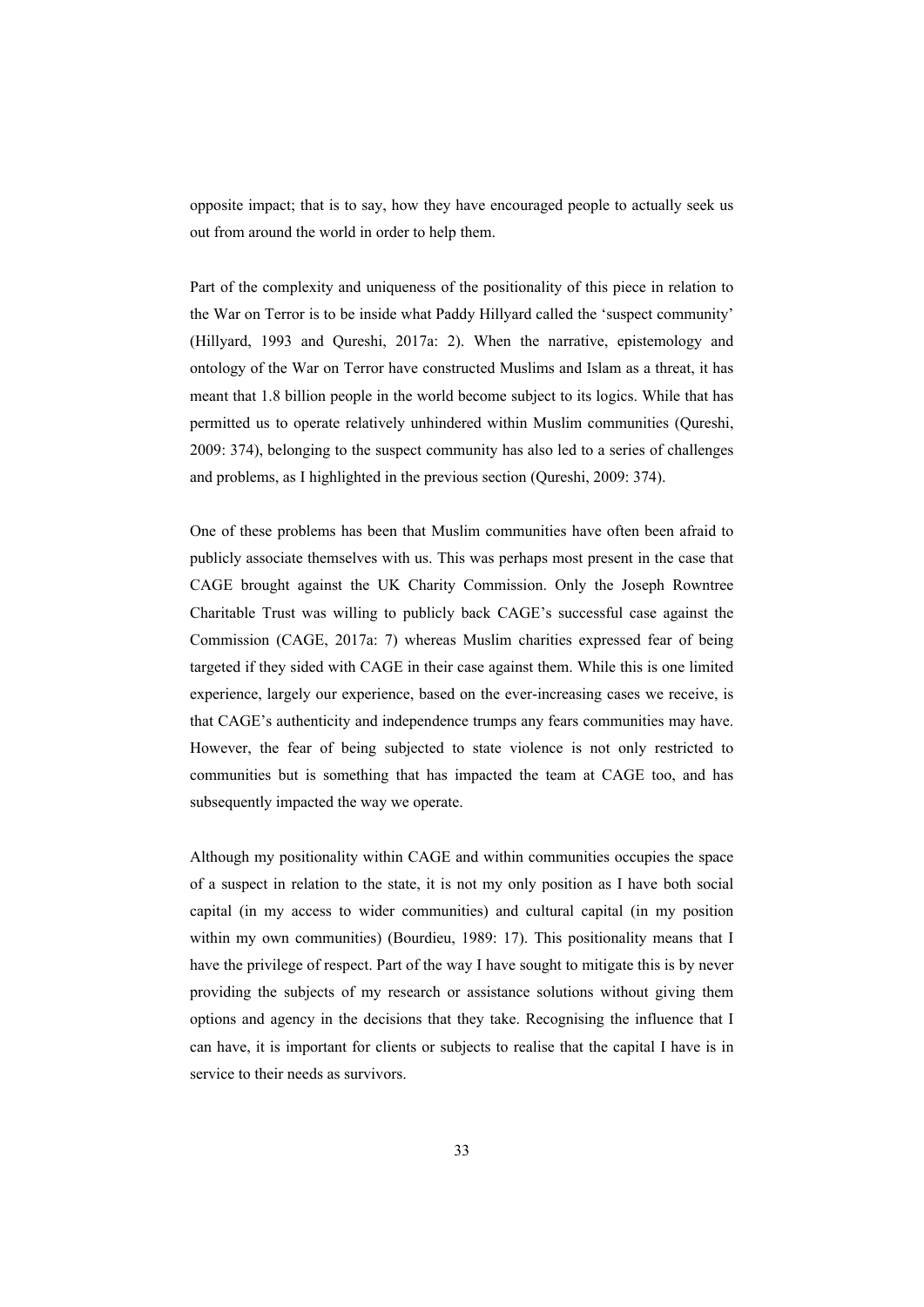opposite impact; that is to say, how they have encouraged people to actually seek us out from around the world in order to help them.

Part of the complexity and uniqueness of the positionality of this piece in relation to the War on Terror is to be inside what Paddy Hillyard called the 'suspect community' (Hillyard, 1993 and Qureshi, 2017a: 2). When the narrative, epistemology and ontology of the War on Terror have constructed Muslims and Islam as a threat, it has meant that 1.8 billion people in the world become subject to its logics. While that has permitted us to operate relatively unhindered within Muslim communities (Qureshi, 2009: 374), belonging to the suspect community has also led to a series of challenges and problems, as I highlighted in the previous section (Qureshi, 2009: 374).

One of these problems has been that Muslim communities have often been afraid to publicly associate themselves with us. This was perhaps most present in the case that CAGE brought against the UK Charity Commission. Only the Joseph Rowntree Charitable Trust was willing to publicly back CAGE's successful case against the Commission (CAGE, 2017a: 7) whereas Muslim charities expressed fear of being targeted if they sided with CAGE in their case against them. While this is one limited experience, largely our experience, based on the ever-increasing cases we receive, is that CAGE's authenticity and independence trumps any fears communities may have. However, the fear of being subjected to state violence is not only restricted to communities but is something that has impacted the team at CAGE too, and has subsequently impacted the way we operate.

Although my positionality within CAGE and within communities occupies the space of a suspect in relation to the state, it is not my only position as I have both social capital (in my access to wider communities) and cultural capital (in my position within my own communities) (Bourdieu, 1989: 17). This positionality means that I have the privilege of respect. Part of the way I have sought to mitigate this is by never providing the subjects of my research or assistance solutions without giving them options and agency in the decisions that they take. Recognising the influence that I can have, it is important for clients or subjects to realise that the capital I have is in service to their needs as survivors.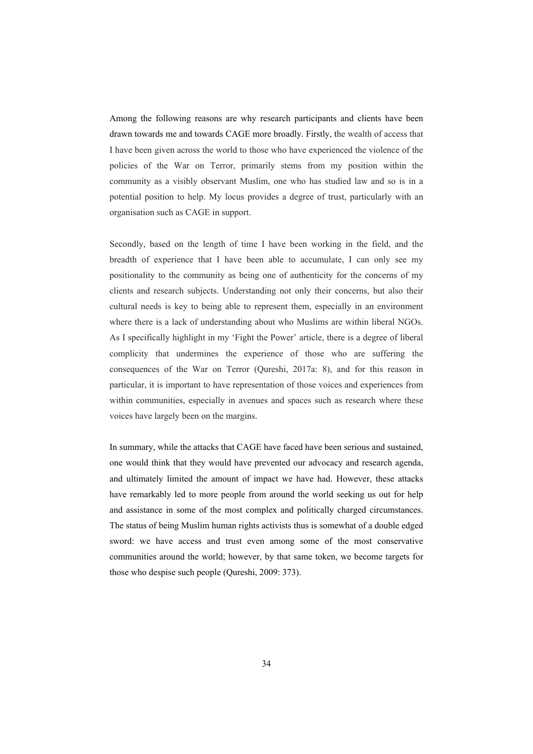Among the following reasons are why research participants and clients have been drawn towards me and towards CAGE more broadly. Firstly, the wealth of access that I have been given across the world to those who have experienced the violence of the policies of the War on Terror, primarily stems from my position within the community as a visibly observant Muslim, one who has studied law and so is in a potential position to help. My locus provides a degree of trust, particularly with an organisation such as CAGE in support.

Secondly, based on the length of time I have been working in the field, and the breadth of experience that I have been able to accumulate, I can only see my positionality to the community as being one of authenticity for the concerns of my clients and research subjects. Understanding not only their concerns, but also their cultural needs is key to being able to represent them, especially in an environment where there is a lack of understanding about who Muslims are within liberal NGOs. As I specifically highlight in my 'Fight the Power' article, there is a degree of liberal complicity that undermines the experience of those who are suffering the consequences of the War on Terror (Qureshi, 2017a: 8), and for this reason in particular, it is important to have representation of those voices and experiences from within communities, especially in avenues and spaces such as research where these voices have largely been on the margins.

In summary, while the attacks that CAGE have faced have been serious and sustained, one would think that they would have prevented our advocacy and research agenda, and ultimately limited the amount of impact we have had. However, these attacks have remarkably led to more people from around the world seeking us out for help and assistance in some of the most complex and politically charged circumstances. The status of being Muslim human rights activists thus is somewhat of a double edged sword: we have access and trust even among some of the most conservative communities around the world; however, by that same token, we become targets for those who despise such people (Qureshi, 2009: 373).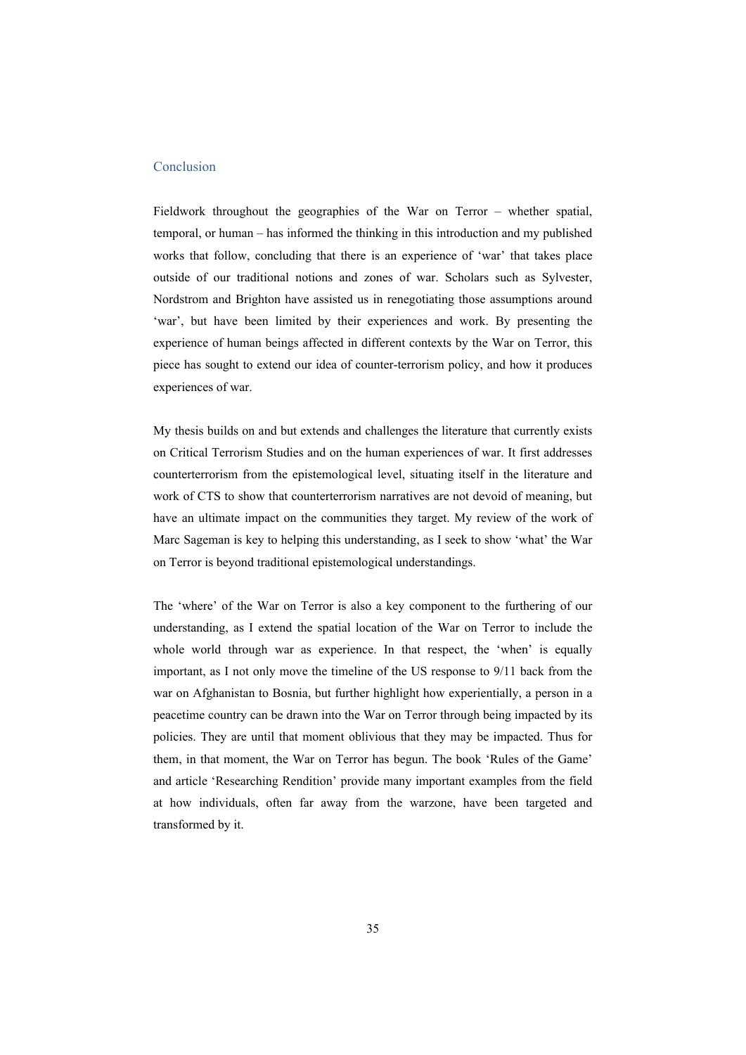## Conclusion

Fieldwork throughout the geographies of the War on Terror – whether spatial, temporal, or human – has informed the thinking in this introduction and my published works that follow, concluding that there is an experience of 'war' that takes place outside of our traditional notions and zones of war. Scholars such as Sylvester, Nordstrom and Brighton have assisted us in renegotiating those assumptions around 'war', but have been limited by their experiences and work. By presenting the experience of human beings affected in different contexts by the War on Terror, this piece has sought to extend our idea of counter-terrorism policy, and how it produces experiences of war.

My thesis builds on and but extends and challenges the literature that currently exists on Critical Terrorism Studies and on the human experiences of war. It first addresses counterterrorism from the epistemological level, situating itself in the literature and work of CTS to show that counterterrorism narratives are not devoid of meaning, but have an ultimate impact on the communities they target. My review of the work of Marc Sageman is key to helping this understanding, as I seek to show 'what' the War on Terror is beyond traditional epistemological understandings.

The 'where' of the War on Terror is also a key component to the furthering of our understanding, as I extend the spatial location of the War on Terror to include the whole world through war as experience. In that respect, the 'when' is equally important, as I not only move the timeline of the US response to 9/11 back from the war on Afghanistan to Bosnia, but further highlight how experientially, a person in a peacetime country can be drawn into the War on Terror through being impacted by its policies. They are until that moment oblivious that they may be impacted. Thus for them, in that moment, the War on Terror has begun. The book 'Rules of the Game' and article 'Researching Rendition' provide many important examples from the field at how individuals, often far away from the warzone, have been targeted and transformed by it.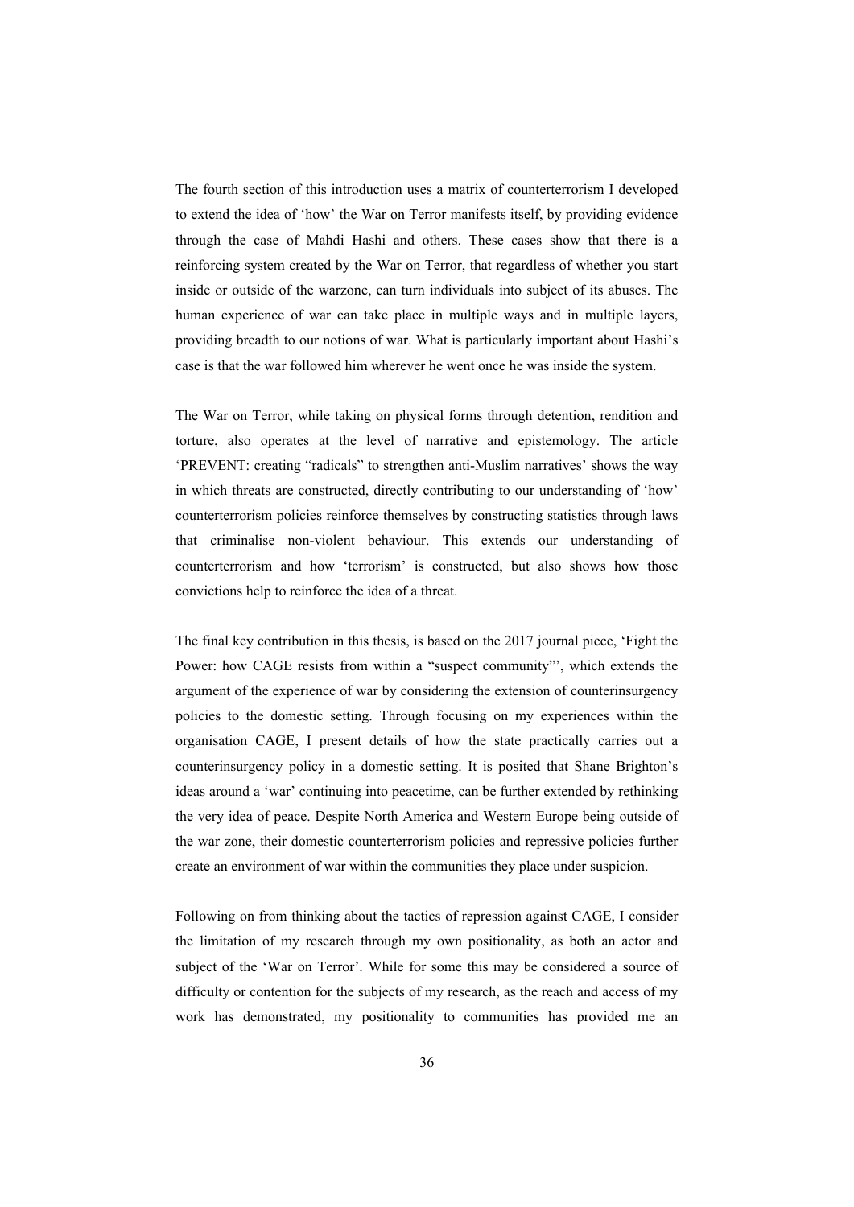The fourth section of this introduction uses a matrix of counterterrorism I developed to extend the idea of 'how' the War on Terror manifests itself, by providing evidence through the case of Mahdi Hashi and others. These cases show that there is a reinforcing system created by the War on Terror, that regardless of whether you start inside or outside of the warzone, can turn individuals into subject of its abuses. The human experience of war can take place in multiple ways and in multiple layers, providing breadth to our notions of war. What is particularly important about Hashi's case is that the war followed him wherever he went once he was inside the system.

The War on Terror, while taking on physical forms through detention, rendition and torture, also operates at the level of narrative and epistemology. The article 'PREVENT: creating "radicals" to strengthen anti-Muslim narratives' shows the way in which threats are constructed, directly contributing to our understanding of 'how' counterterrorism policies reinforce themselves by constructing statistics through laws that criminalise non-violent behaviour. This extends our understanding of counterterrorism and how 'terrorism' is constructed, but also shows how those convictions help to reinforce the idea of a threat.

The final key contribution in this thesis, is based on the 2017 journal piece, 'Fight the Power: how CAGE resists from within a "suspect community"', which extends the argument of the experience of war by considering the extension of counterinsurgency policies to the domestic setting. Through focusing on my experiences within the organisation CAGE, I present details of how the state practically carries out a counterinsurgency policy in a domestic setting. It is posited that Shane Brighton's ideas around a 'war' continuing into peacetime, can be further extended by rethinking the very idea of peace. Despite North America and Western Europe being outside of the war zone, their domestic counterterrorism policies and repressive policies further create an environment of war within the communities they place under suspicion.

Following on from thinking about the tactics of repression against CAGE, I consider the limitation of my research through my own positionality, as both an actor and subject of the 'War on Terror'. While for some this may be considered a source of difficulty or contention for the subjects of my research, as the reach and access of my work has demonstrated, my positionality to communities has provided me an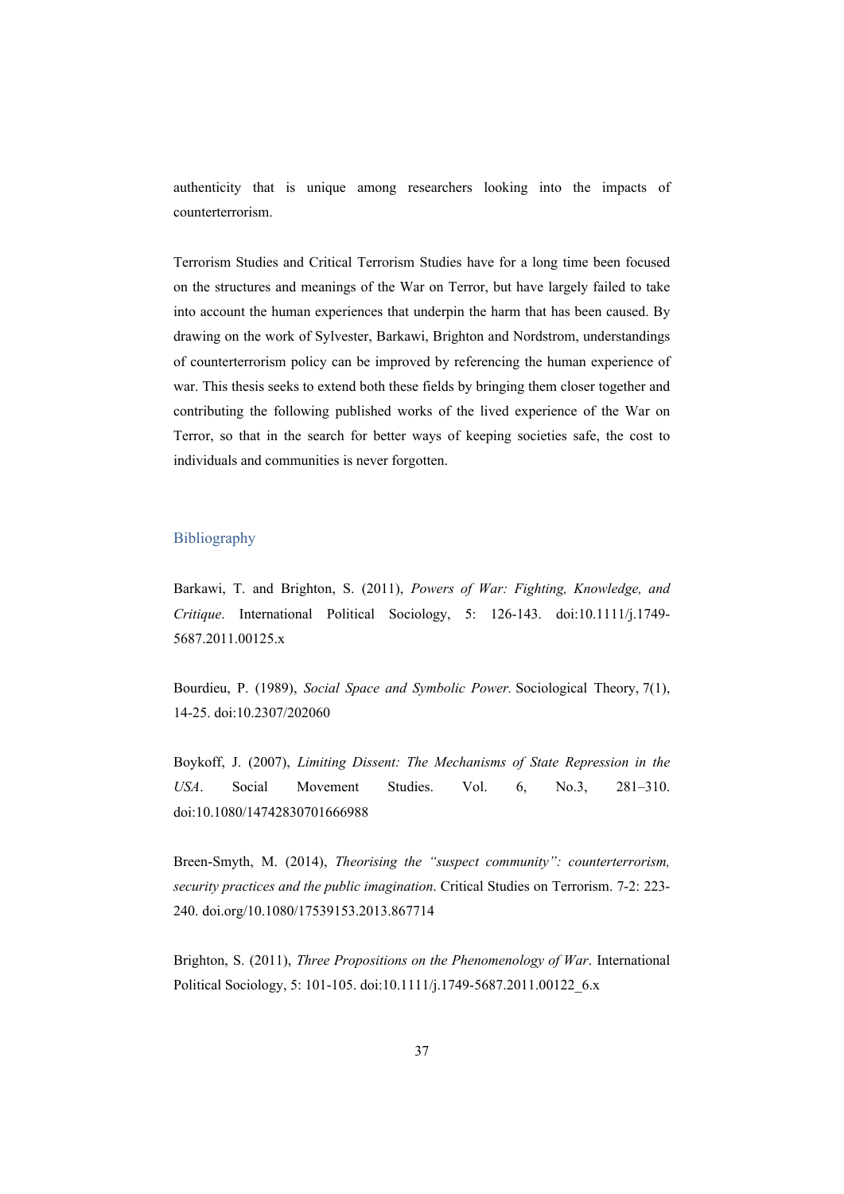authenticity that is unique among researchers looking into the impacts of counterterrorism.

Terrorism Studies and Critical Terrorism Studies have for a long time been focused on the structures and meanings of the War on Terror, but have largely failed to take into account the human experiences that underpin the harm that has been caused. By drawing on the work of Sylvester, Barkawi, Brighton and Nordstrom, understandings of counterterrorism policy can be improved by referencing the human experience of war. This thesis seeks to extend both these fields by bringing them closer together and contributing the following published works of the lived experience of the War on Terror, so that in the search for better ways of keeping societies safe, the cost to individuals and communities is never forgotten.

## Bibliography

Barkawi, T. and Brighton, S. (2011), *Powers of War: Fighting, Knowledge, and Critique*. International Political Sociology, 5: 126-143. doi:10.1111/j.1749-5687.2011.00125.x

Bourdieu, P. (1989), *Social Space and Symbolic Power.* Sociological Theory, 7(1), 14-25. doi:10.2307/202060

Boykoff, J. (2007), *Limiting Dissent: The Mechanisms of State Repression in the USA*. Social Movement Studies. Vol. 6, No.3, 281–310. doi:10.1080/14742830701666988

Breen-Smyth, M. (2014), *Theorising the "suspect community": counterterrorism, security practices and the public imagination*. Critical Studies on Terrorism. 7-2: 223-240. doi.org/10.1080/17539153.2013.867714

Brighton, S. (2011), *Three Propositions on the Phenomenology of War*. International Political Sociology, 5: 101-105. doi:10.1111/j.1749-5687.2011.00122_6.x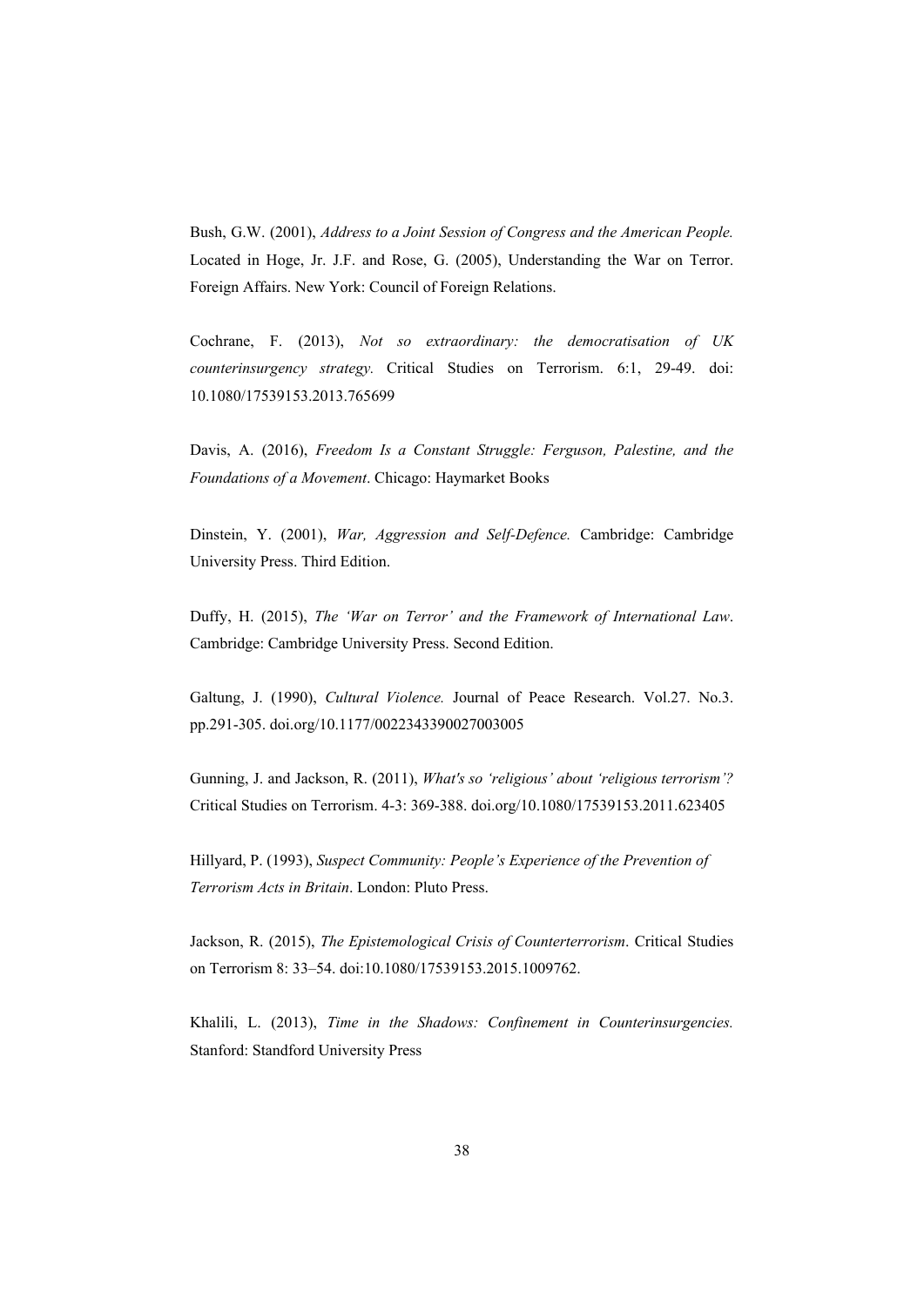Bush, G.W. (2001), *Address to a Joint Session of Congress and the American People.* Located in Hoge, Jr. J.F. and Rose, G. (2005), Understanding the War on Terror. Foreign Affairs. New York: Council of Foreign Relations.

Cochrane, F. (2013), *Not so extraordinary: the democratisation of UK counterinsurgency strategy.* Critical Studies on Terrorism. 6:1, 29-49. doi: 10.1080/17539153.2013.765699

Davis, A. (2016), *Freedom Is a Constant Struggle: Ferguson, Palestine, and the Foundations of a Movement*. Chicago: Haymarket Books

Dinstein, Y. (2001), *War, Aggression and Self-Defence.* Cambridge: Cambridge University Press. Third Edition.

Duffy, H. (2015), *The 'War on Terror' and the Framework of International Law*. Cambridge: Cambridge University Press. Second Edition.

Galtung, J. (1990), *Cultural Violence.* Journal of Peace Research. Vol.27. No.3. pp.291-305. doi.org/10.1177/0022343390027003005

Gunning, J. and Jackson, R. (2011), *What's so 'religious' about 'religious terrorism'?* Critical Studies on Terrorism. 4-3: 369-388. doi.org/10.1080/17539153.2011.623405

Hillyard, P. (1993), *Suspect Community: People's Experience of the Prevention of Terrorism Acts in Britain*. London: Pluto Press.

Jackson, R. (2015), *The Epistemological Crisis of Counterterrorism*. Critical Studies on Terrorism 8: 33–54. doi:10.1080/17539153.2015.1009762.

Khalili, L. (2013), *Time in the Shadows: Confinement in Counterinsurgencies.* Stanford: Standford University Press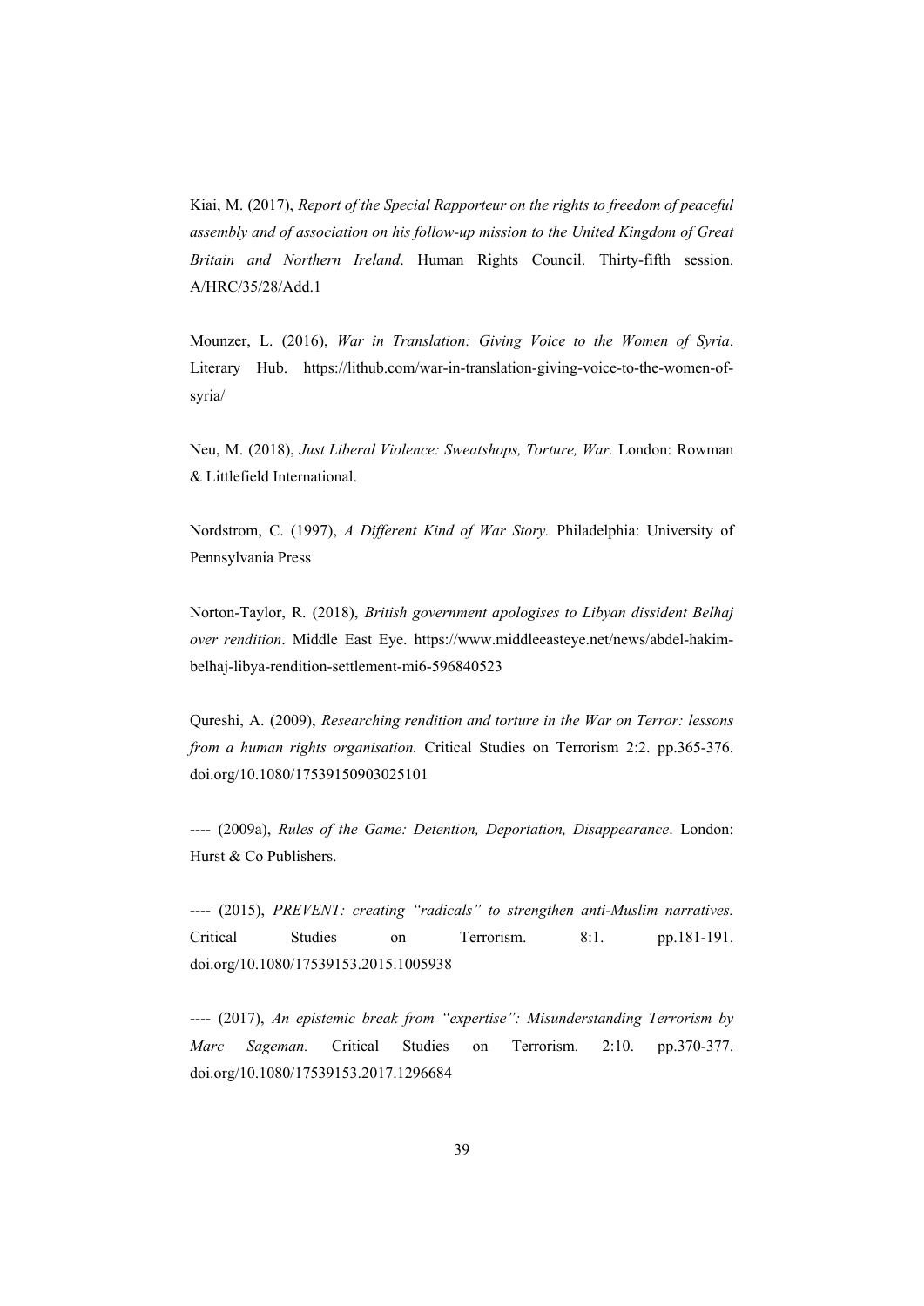Kiai, M. (2017), *Report of the Special Rapporteur on the rights to freedom of peaceful assembly and of association on his follow-up mission to the United Kingdom of Great Britain and Northern Ireland*. Human Rights Council. Thirty-fifth session. A/HRC/35/28/Add.1

Mounzer, L. (2016), *War in Translation: Giving Voice to the Women of Syria*. Literary Hub. https://lithub.com/war-in-translation-giving-voice-to-the-women-of-syria/

Neu, M. (2018), *Just Liberal Violence: Sweatshops, Torture, War.* London: Rowman & Littlefield International.

Nordstrom, C. (1997), *A Different Kind of War Story.* Philadelphia: University of Pennsylvania Press

Norton-Taylor, R. (2018), *British government apologises to Libyan dissident Belhaj over rendition*. Middle East Eye. https://www.middleeasteye.net/news/abdel-hakim-belhaj-libya-rendition-settlement-mi6-596840523

Qureshi, A. (2009), *Researching rendition and torture in the War on Terror: lessons from a human rights organisation.* Critical Studies on Terrorism 2:2. pp.365-376. doi.org/10.1080/17539150903025101

---- (2009a), *Rules of the Game: Detention, Deportation, Disappearance*. London: Hurst & Co Publishers.

---- (2015), *PREVENT: creating "radicals" to strengthen anti-Muslim narratives.* Critical Studies on Terrorism. 8:1. pp.181-191. doi.org/10.1080/17539153.2015.1005938

---- (2017), *An epistemic break from "expertise": Misunderstanding Terrorism by Marc Sageman.* Critical Studies on Terrorism. 2:10. pp.370-377. doi.org/10.1080/17539153.2017.1296684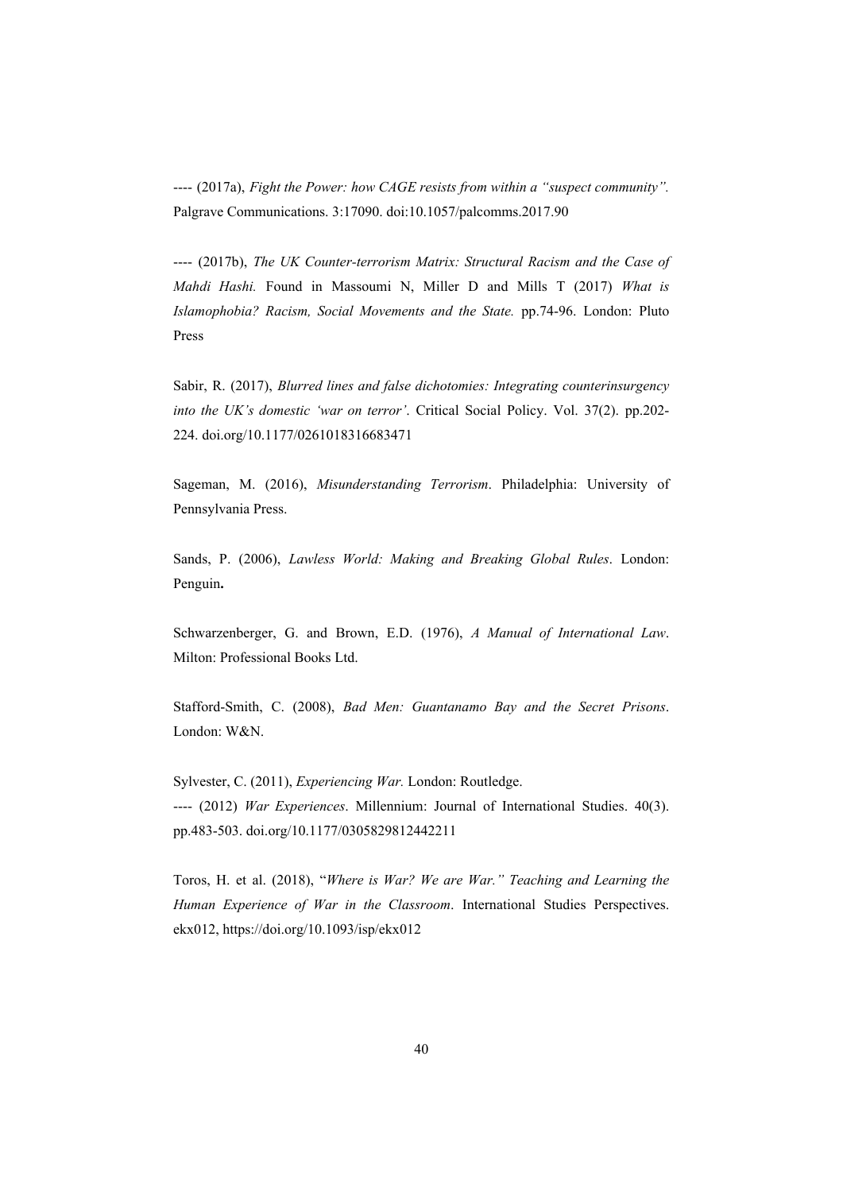---- (2017a), *Fight the Power: how CAGE resists from within a "suspect community".* Palgrave Communications. 3:17090. doi:10.1057/palcomms.2017.90

---- (2017b), *The UK Counter-terrorism Matrix: Structural Racism and the Case of Mahdi Hashi.* Found in Massoumi N, Miller D and Mills T (2017) *What is Islamophobia? Racism, Social Movements and the State.* pp.74-96. London: Pluto Press

Sabir, R. (2017), *Blurred lines and false dichotomies: Integrating counterinsurgency into the UK's domestic 'war on terror'*. Critical Social Policy. Vol. 37(2). pp.202-224. doi.org/10.1177/0261018316683471

Sageman, M. (2016), *Misunderstanding Terrorism*. Philadelphia: University of Pennsylvania Press.

Sands, P. (2006), *Lawless World: Making and Breaking Global Rules*. London: Penguin**.**

Schwarzenberger, G. and Brown, E.D. (1976), *A Manual of International Law*. Milton: Professional Books Ltd.

Stafford-Smith, C. (2008), *Bad Men: Guantanamo Bay and the Secret Prisons*. London: W&N.

Sylvester, C. (2011), *Experiencing War.* London: Routledge.
---- (2012) *War Experiences*. Millennium: Journal of International Studies. 40(3). pp.483-503. doi.org/10.1177/0305829812442211

Toros, H. et al. (2018), "*Where is War? We are War." Teaching and Learning the Human Experience of War in the Classroom*. International Studies Perspectives. ekx012, https://doi.org/10.1093/isp/ekx012